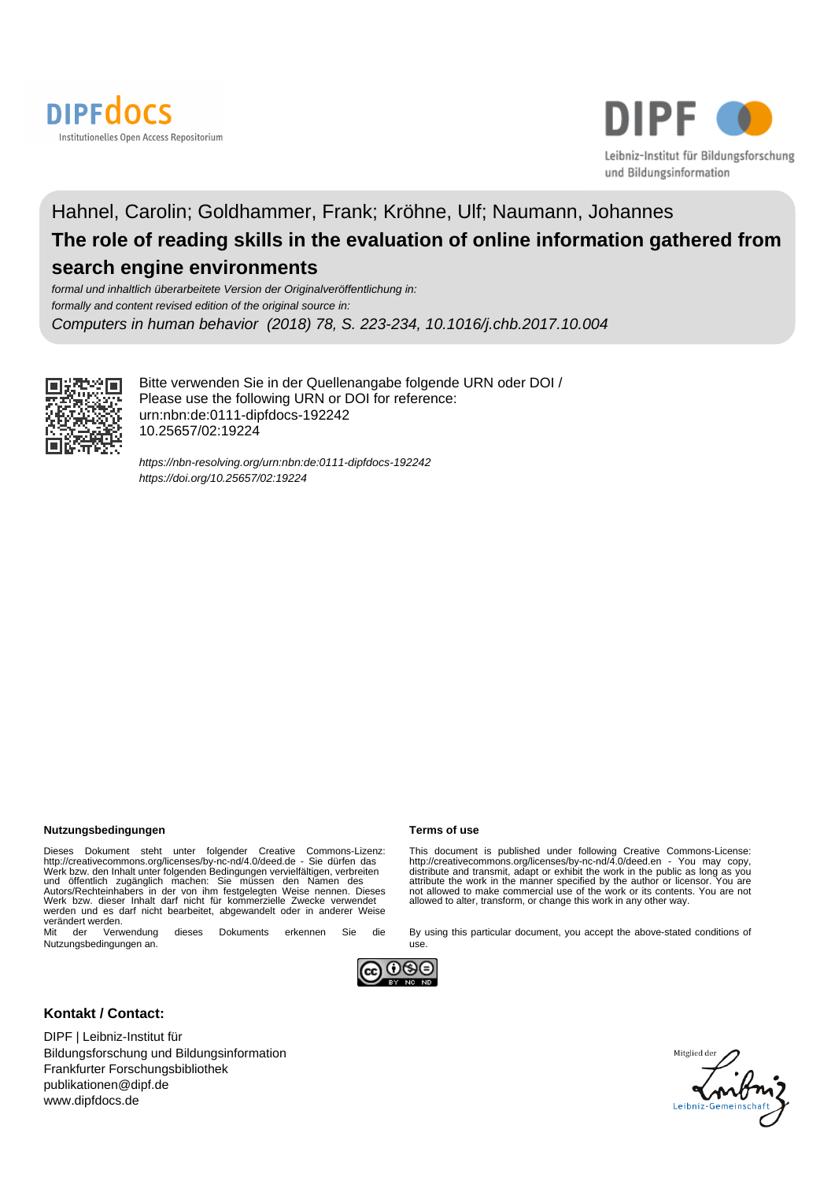DIPFdocs
Institutionelles Open Access Repositorium

DIPF
Leibniz-Institut für Bildungsforschung und Bildungsinformation

Hahnel, Carolin; Goldhammer, Frank; Kröhne, Ulf; Naumann, Johannes

# The role of reading skills in the evaluation of online information gathered from search engine environments

*formal und inhaltlich überarbeitete Version der Originalveröffentlichung in:*
*formally and content revised edition of the original source in:*
*Computers in human behavior (2018) 78, S. 223-234, 10.1016/j.chb.2017.10.004*

Bitte verwenden Sie in der Quellenangabe folgende URN oder DOI /
Please use the following URN or DOI for reference:
urn:nbn:de:0111-dipfdocs-192242
10.25657/02:19224

*https://nbn-resolving.org/urn:nbn:de:0111-dipfdocs-192242*
*https://doi.org/10.25657/02:19224*

**Nutzungsbedingungen**

Dieses Dokument steht unter folgender Creative Commons-Lizenz: http://creativecommons.org/licenses/by-nc-nd/4.0/deed.de - Sie dürfen das Werk bzw. den Inhalt unter folgenden Bedingungen vervielfältigen, verbreiten und öffentlich zugänglich machen: Sie müssen den Namen des Autors/Rechteinhabers in der von ihm festgelegten Weise nennen. Dieses Werk bzw. dieser Inhalt darf nicht für kommerzielle Zwecke verwendet werden und es darf nicht bearbeitet, abgewandelt oder in anderer Weise verändert werden.
Mit der Verwendung dieses Dokuments erkennen Sie die Nutzungsbedingungen an.

**Terms of use**

This document is published under following Creative Commons-License: http://creativecommons.org/licenses/by-nc-nd/4.0/deed.en - You may copy, distribute and transmit, adapt or exhibit the work in the public as long as you attribute the work in the manner specified by the author or licensor. You are not allowed to make commercial use of the work or its contents. You are not allowed to alter, transform, or change this work in any other way.

By using this particular document, you accept the above-stated conditions of use.

**Kontakt / Contact:**

DIPF | Leibniz-Institut für Bildungsforschung und Bildungsinformation
Frankfurter Forschungsbibliothek
publikationen@dipf.de
www.dipfdocs.de

Mitglied der Leibniz-Gemeinschaft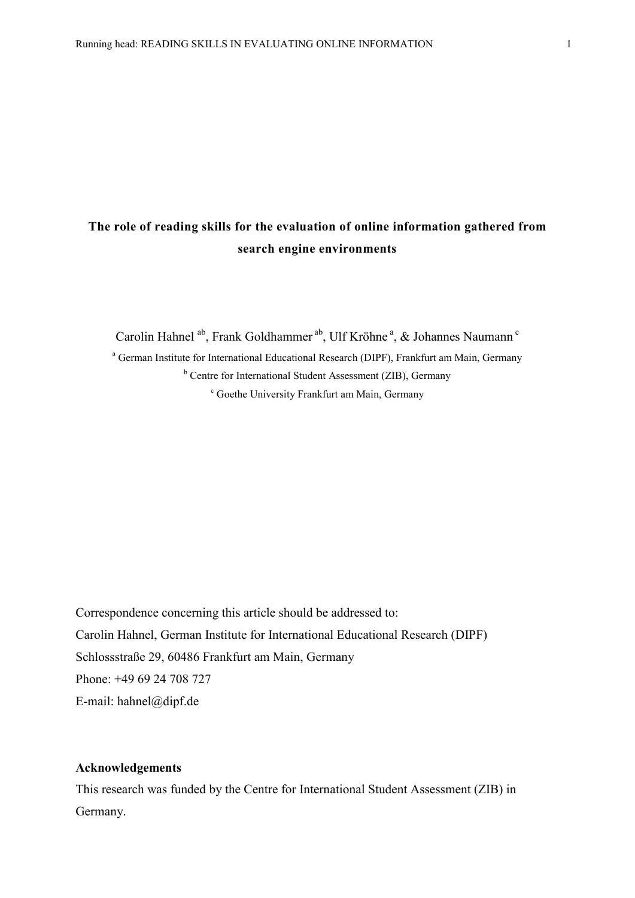# The role of reading skills for the evaluation of online information gathered from search engine environments

Carolin Hahnel [ab], Frank Goldhammer [ab], Ulf Kröhne [a], & Johannes Naumann [c]

[a] German Institute for International Educational Research (DIPF), Frankfurt am Main, Germany

[b] Centre for International Student Assessment (ZIB), Germany

[c] Goethe University Frankfurt am Main, Germany

Correspondence concerning this article should be addressed to:
Carolin Hahnel, German Institute for International Educational Research (DIPF)
Schlossstraße 29, 60486 Frankfurt am Main, Germany
Phone: +49 69 24 708 727
E-mail: hahnel@dipf.de

**Acknowledgements**

This research was funded by the Centre for International Student Assessment (ZIB) in Germany.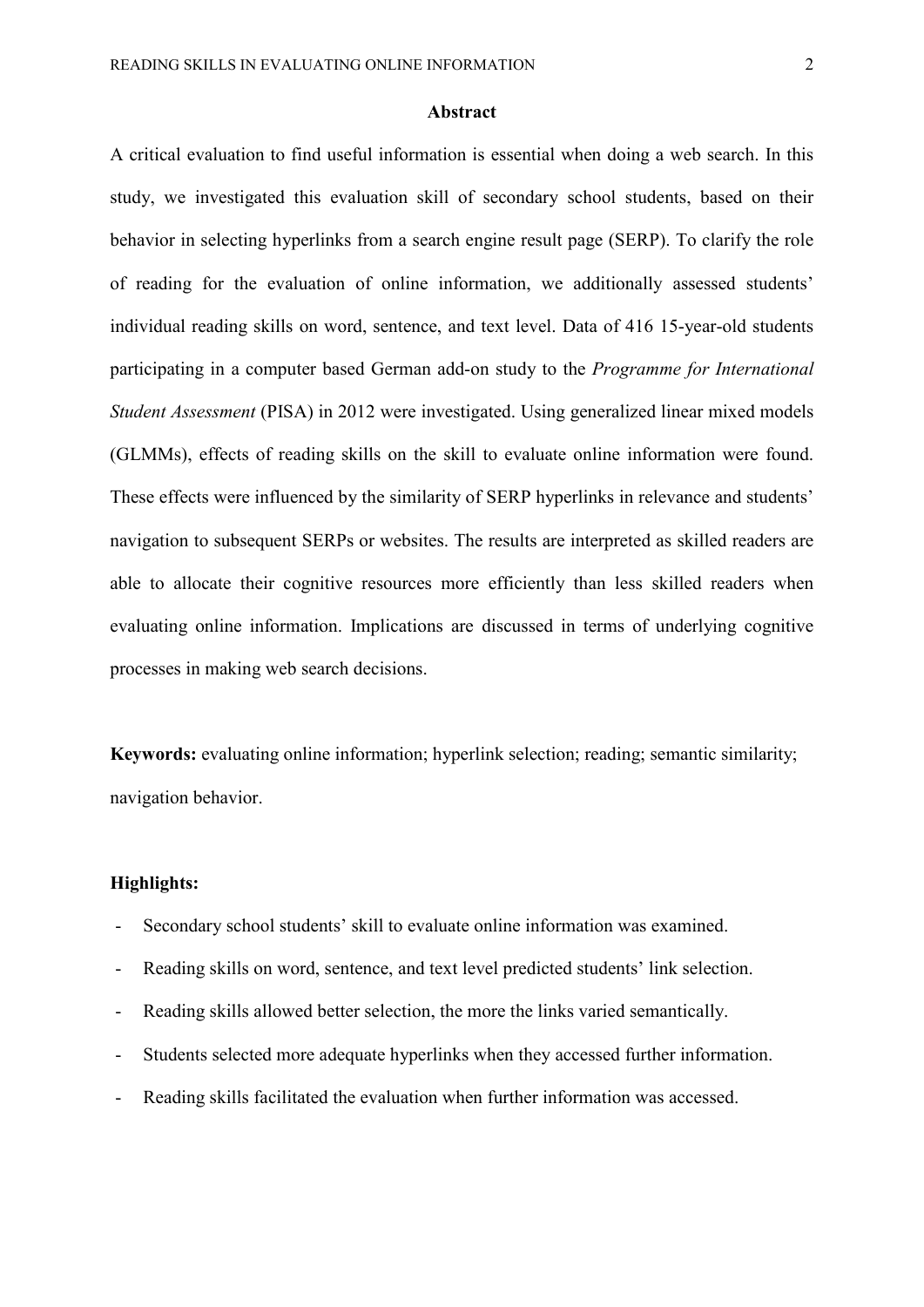## Abstract

A critical evaluation to find useful information is essential when doing a web search. In this study, we investigated this evaluation skill of secondary school students, based on their behavior in selecting hyperlinks from a search engine result page (SERP). To clarify the role of reading for the evaluation of online information, we additionally assessed students' individual reading skills on word, sentence, and text level. Data of 416 15-year-old students participating in a computer based German add-on study to the *Programme for International Student Assessment* (PISA) in 2012 were investigated. Using generalized linear mixed models (GLMMs), effects of reading skills on the skill to evaluate online information were found. These effects were influenced by the similarity of SERP hyperlinks in relevance and students' navigation to subsequent SERPs or websites. The results are interpreted as skilled readers are able to allocate their cognitive resources more efficiently than less skilled readers when evaluating online information. Implications are discussed in terms of underlying cognitive processes in making web search decisions.

**Keywords:** evaluating online information; hyperlink selection; reading; semantic similarity; navigation behavior.

**Highlights:**

- Secondary school students' skill to evaluate online information was examined.
- Reading skills on word, sentence, and text level predicted students' link selection.
- Reading skills allowed better selection, the more the links varied semantically.
- Students selected more adequate hyperlinks when they accessed further information.
- Reading skills facilitated the evaluation when further information was accessed.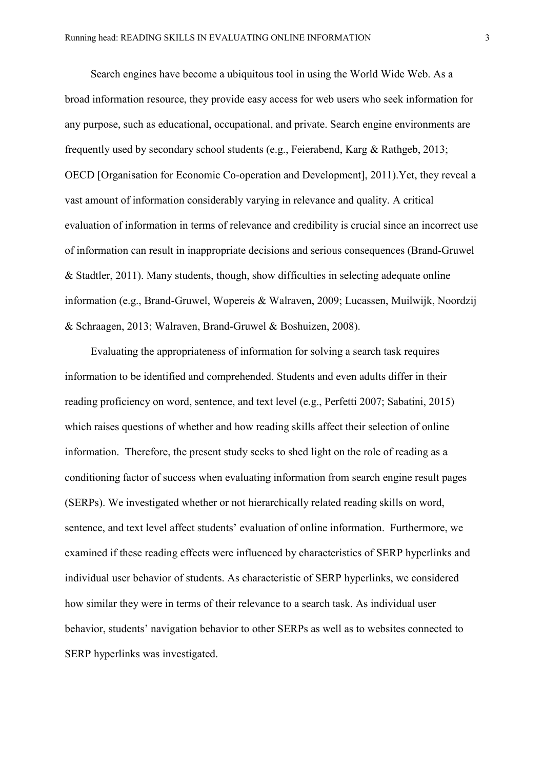Search engines have become a ubiquitous tool in using the World Wide Web. As a broad information resource, they provide easy access for web users who seek information for any purpose, such as educational, occupational, and private. Search engine environments are frequently used by secondary school students (e.g., Feierabend, Karg & Rathgeb, 2013; OECD [Organisation for Economic Co-operation and Development], 2011).Yet, they reveal a vast amount of information considerably varying in relevance and quality. A critical evaluation of information in terms of relevance and credibility is crucial since an incorrect use of information can result in inappropriate decisions and serious consequences (Brand-Gruwel & Stadtler, 2011). Many students, though, show difficulties in selecting adequate online information (e.g., Brand-Gruwel, Wopereis & Walraven, 2009; Lucassen, Muilwijk, Noordzij & Schraagen, 2013; Walraven, Brand-Gruwel & Boshuizen, 2008).

Evaluating the appropriateness of information for solving a search task requires information to be identified and comprehended. Students and even adults differ in their reading proficiency on word, sentence, and text level (e.g., Perfetti 2007; Sabatini, 2015) which raises questions of whether and how reading skills affect their selection of online information. Therefore, the present study seeks to shed light on the role of reading as a conditioning factor of success when evaluating information from search engine result pages (SERPs). We investigated whether or not hierarchically related reading skills on word, sentence, and text level affect students' evaluation of online information. Furthermore, we examined if these reading effects were influenced by characteristics of SERP hyperlinks and individual user behavior of students. As characteristic of SERP hyperlinks, we considered how similar they were in terms of their relevance to a search task. As individual user behavior, students' navigation behavior to other SERPs as well as to websites connected to SERP hyperlinks was investigated.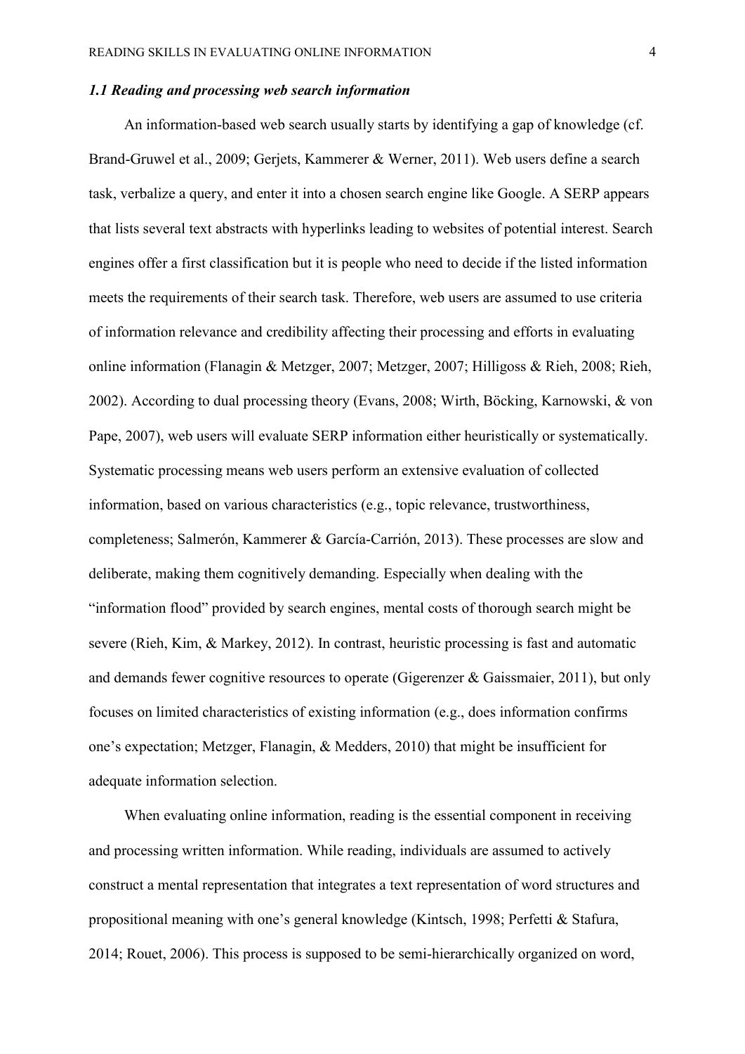### *1.1 Reading and processing web search information*

An information-based web search usually starts by identifying a gap of knowledge (cf. Brand-Gruwel et al., 2009; Gerjets, Kammerer & Werner, 2011). Web users define a search task, verbalize a query, and enter it into a chosen search engine like Google. A SERP appears that lists several text abstracts with hyperlinks leading to websites of potential interest. Search engines offer a first classification but it is people who need to decide if the listed information meets the requirements of their search task. Therefore, web users are assumed to use criteria of information relevance and credibility affecting their processing and efforts in evaluating online information (Flanagin & Metzger, 2007; Metzger, 2007; Hilligoss & Rieh, 2008; Rieh, 2002). According to dual processing theory (Evans, 2008; Wirth, Böcking, Karnowski, & von Pape, 2007), web users will evaluate SERP information either heuristically or systematically. Systematic processing means web users perform an extensive evaluation of collected information, based on various characteristics (e.g., topic relevance, trustworthiness, completeness; Salmerón, Kammerer & García-Carrión, 2013). These processes are slow and deliberate, making them cognitively demanding. Especially when dealing with the "information flood" provided by search engines, mental costs of thorough search might be severe (Rieh, Kim, & Markey, 2012). In contrast, heuristic processing is fast and automatic and demands fewer cognitive resources to operate (Gigerenzer & Gaissmaier, 2011), but only focuses on limited characteristics of existing information (e.g., does information confirms one's expectation; Metzger, Flanagin, & Medders, 2010) that might be insufficient for adequate information selection.

When evaluating online information, reading is the essential component in receiving and processing written information. While reading, individuals are assumed to actively construct a mental representation that integrates a text representation of word structures and propositional meaning with one's general knowledge (Kintsch, 1998; Perfetti & Stafura, 2014; Rouet, 2006). This process is supposed to be semi-hierarchically organized on word,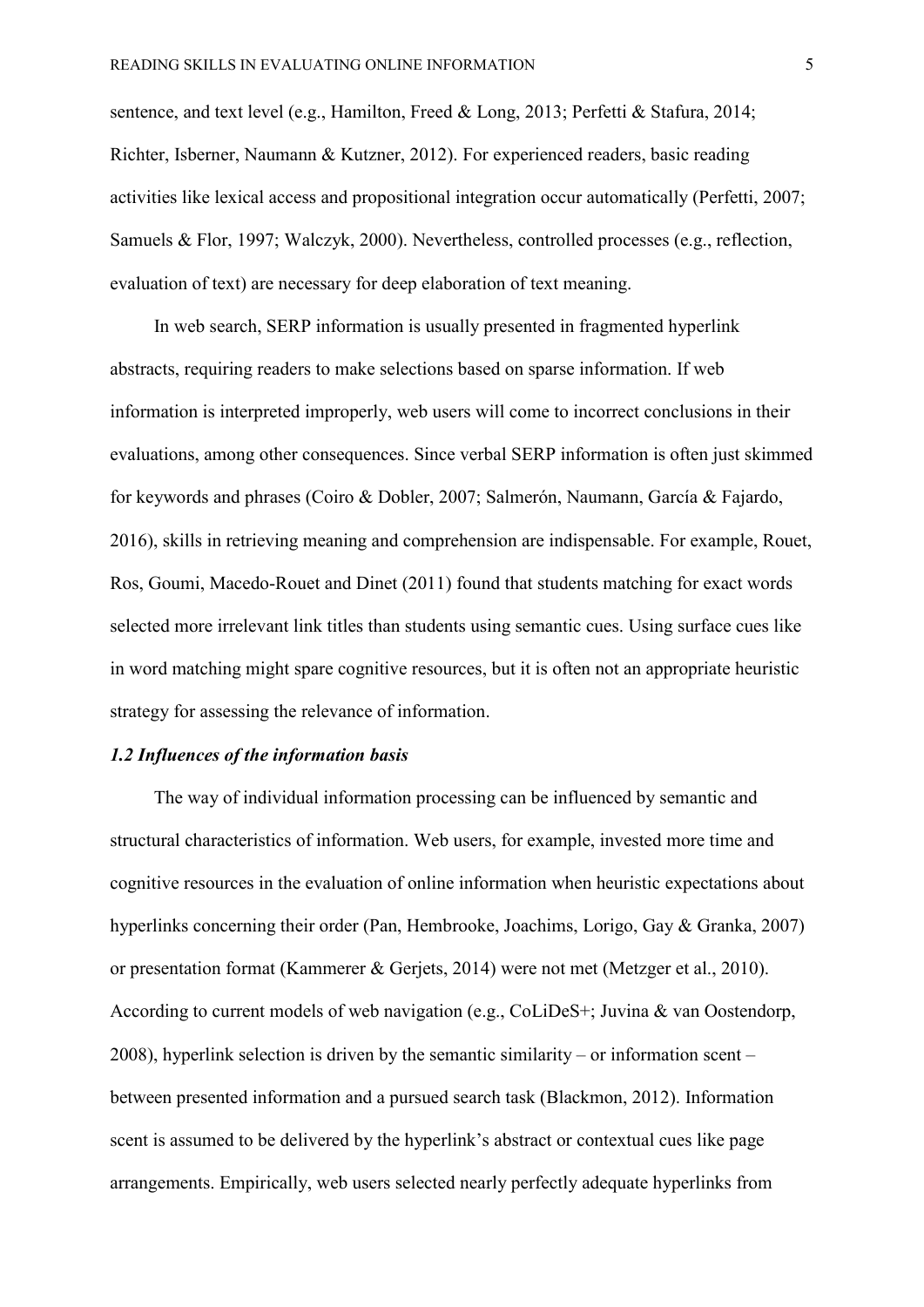sentence, and text level (e.g., Hamilton, Freed & Long, 2013; Perfetti & Stafura, 2014; Richter, Isberner, Naumann & Kutzner, 2012). For experienced readers, basic reading activities like lexical access and propositional integration occur automatically (Perfetti, 2007; Samuels & Flor, 1997; Walczyk, 2000). Nevertheless, controlled processes (e.g., reflection, evaluation of text) are necessary for deep elaboration of text meaning.

In web search, SERP information is usually presented in fragmented hyperlink abstracts, requiring readers to make selections based on sparse information. If web information is interpreted improperly, web users will come to incorrect conclusions in their evaluations, among other consequences. Since verbal SERP information is often just skimmed for keywords and phrases (Coiro & Dobler, 2007; Salmerón, Naumann, García & Fajardo, 2016), skills in retrieving meaning and comprehension are indispensable. For example, Rouet, Ros, Goumi, Macedo-Rouet and Dinet (2011) found that students matching for exact words selected more irrelevant link titles than students using semantic cues. Using surface cues like in word matching might spare cognitive resources, but it is often not an appropriate heuristic strategy for assessing the relevance of information.

### *1.2 Influences of the information basis*

The way of individual information processing can be influenced by semantic and structural characteristics of information. Web users, for example, invested more time and cognitive resources in the evaluation of online information when heuristic expectations about hyperlinks concerning their order (Pan, Hembrooke, Joachims, Lorigo, Gay & Granka, 2007) or presentation format (Kammerer & Gerjets, 2014) were not met (Metzger et al., 2010). According to current models of web navigation (e.g., CoLiDeS+; Juvina & van Oostendorp, 2008), hyperlink selection is driven by the semantic similarity – or information scent – between presented information and a pursued search task (Blackmon, 2012). Information scent is assumed to be delivered by the hyperlink's abstract or contextual cues like page arrangements. Empirically, web users selected nearly perfectly adequate hyperlinks from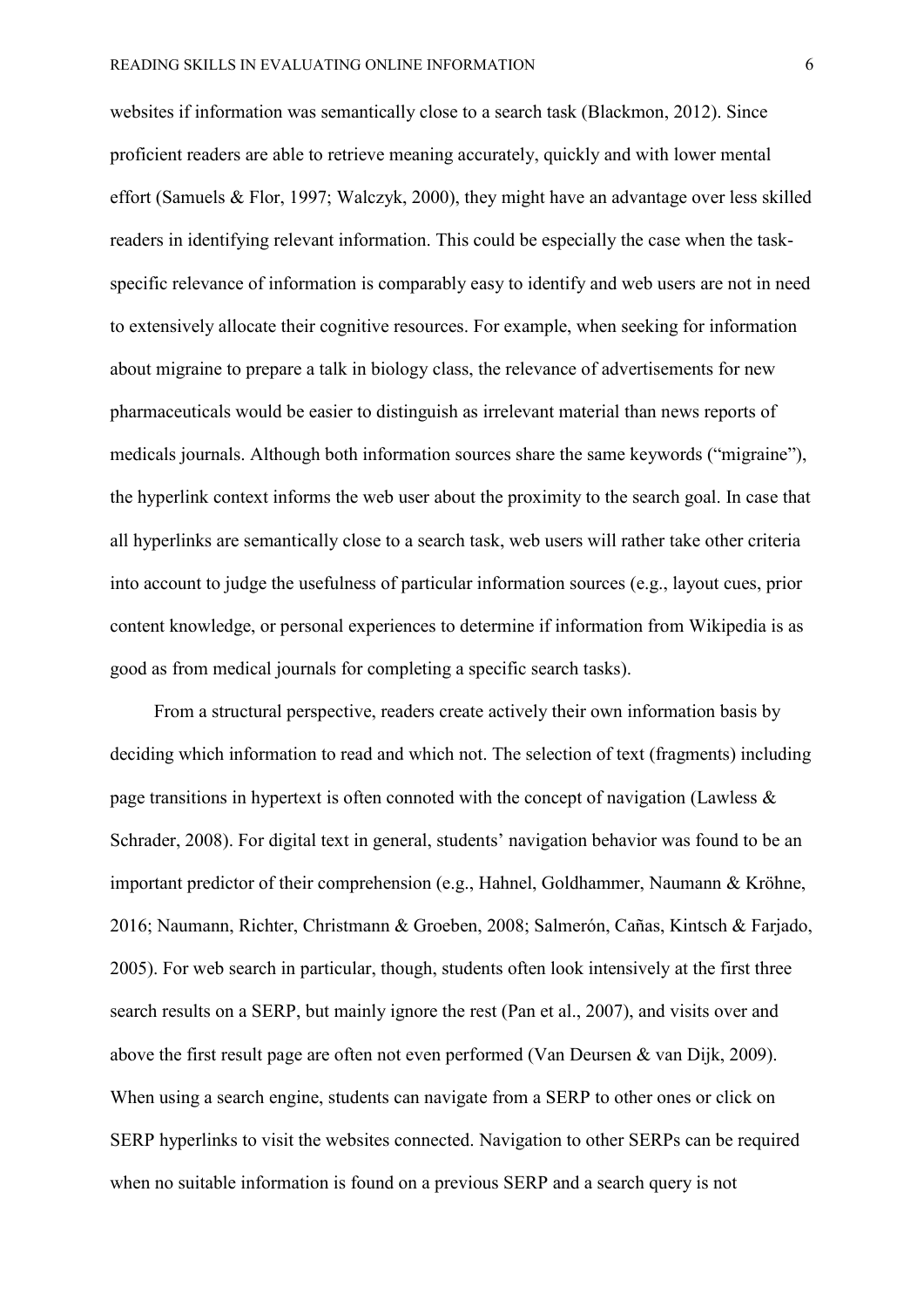websites if information was semantically close to a search task (Blackmon, 2012). Since proficient readers are able to retrieve meaning accurately, quickly and with lower mental effort (Samuels & Flor, 1997; Walczyk, 2000), they might have an advantage over less skilled readers in identifying relevant information. This could be especially the case when the task-specific relevance of information is comparably easy to identify and web users are not in need to extensively allocate their cognitive resources. For example, when seeking for information about migraine to prepare a talk in biology class, the relevance of advertisements for new pharmaceuticals would be easier to distinguish as irrelevant material than news reports of medicals journals. Although both information sources share the same keywords ("migraine"), the hyperlink context informs the web user about the proximity to the search goal. In case that all hyperlinks are semantically close to a search task, web users will rather take other criteria into account to judge the usefulness of particular information sources (e.g., layout cues, prior content knowledge, or personal experiences to determine if information from Wikipedia is as good as from medical journals for completing a specific search tasks).

From a structural perspective, readers create actively their own information basis by deciding which information to read and which not. The selection of text (fragments) including page transitions in hypertext is often connoted with the concept of navigation (Lawless & Schrader, 2008). For digital text in general, students' navigation behavior was found to be an important predictor of their comprehension (e.g., Hahnel, Goldhammer, Naumann & Kröhne, 2016; Naumann, Richter, Christmann & Groeben, 2008; Salmerón, Cañas, Kintsch & Farjado, 2005). For web search in particular, though, students often look intensively at the first three search results on a SERP, but mainly ignore the rest (Pan et al., 2007), and visits over and above the first result page are often not even performed (Van Deursen & van Dijk, 2009). When using a search engine, students can navigate from a SERP to other ones or click on SERP hyperlinks to visit the websites connected. Navigation to other SERPs can be required when no suitable information is found on a previous SERP and a search query is not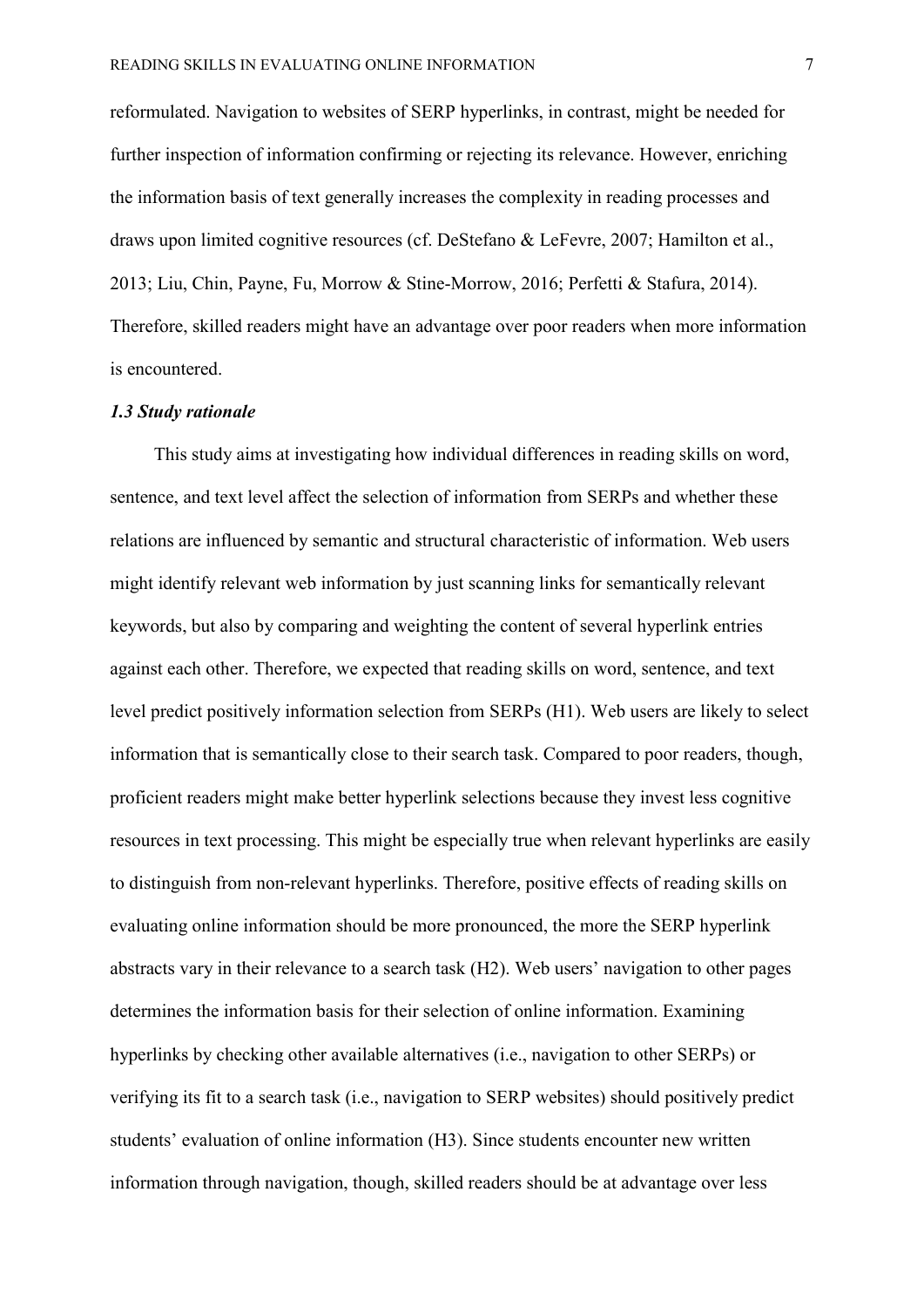reformulated. Navigation to websites of SERP hyperlinks, in contrast, might be needed for further inspection of information confirming or rejecting its relevance. However, enriching the information basis of text generally increases the complexity in reading processes and draws upon limited cognitive resources (cf. DeStefano & LeFevre, 2007; Hamilton et al., 2013; Liu, Chin, Payne, Fu, Morrow & Stine-Morrow, 2016; Perfetti & Stafura, 2014). Therefore, skilled readers might have an advantage over poor readers when more information is encountered.

### *1.3 Study rationale*

This study aims at investigating how individual differences in reading skills on word, sentence, and text level affect the selection of information from SERPs and whether these relations are influenced by semantic and structural characteristic of information. Web users might identify relevant web information by just scanning links for semantically relevant keywords, but also by comparing and weighting the content of several hyperlink entries against each other. Therefore, we expected that reading skills on word, sentence, and text level predict positively information selection from SERPs (H1). Web users are likely to select information that is semantically close to their search task. Compared to poor readers, though, proficient readers might make better hyperlink selections because they invest less cognitive resources in text processing. This might be especially true when relevant hyperlinks are easily to distinguish from non-relevant hyperlinks. Therefore, positive effects of reading skills on evaluating online information should be more pronounced, the more the SERP hyperlink abstracts vary in their relevance to a search task (H2). Web users' navigation to other pages determines the information basis for their selection of online information. Examining hyperlinks by checking other available alternatives (i.e., navigation to other SERPs) or verifying its fit to a search task (i.e., navigation to SERP websites) should positively predict students' evaluation of online information (H3). Since students encounter new written information through navigation, though, skilled readers should be at advantage over less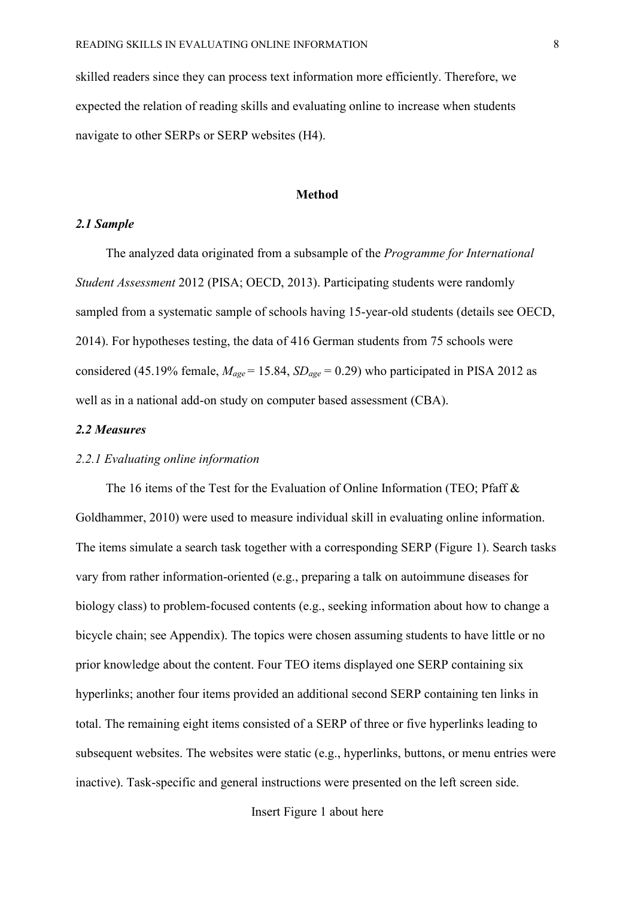skilled readers since they can process text information more efficiently. Therefore, we expected the relation of reading skills and evaluating online to increase when students navigate to other SERPs or SERP websites (H4).

## Method

### *2.1 Sample*

The analyzed data originated from a subsample of the *Programme for International Student Assessment* 2012 (PISA; OECD, 2013). Participating students were randomly sampled from a systematic sample of schools having 15-year-old students (details see OECD, 2014). For hypotheses testing, the data of 416 German students from 75 schools were considered (45.19% female, $M_{age}$ = 15.84, $SD_{age}$ = 0.29) who participated in PISA 2012 as well as in a national add-on study on computer based assessment (CBA).

### *2.2 Measures*

#### *2.2.1 Evaluating online information*

The 16 items of the Test for the Evaluation of Online Information (TEO; Pfaff & Goldhammer, 2010) were used to measure individual skill in evaluating online information. The items simulate a search task together with a corresponding SERP (Figure 1). Search tasks vary from rather information-oriented (e.g., preparing a talk on autoimmune diseases for biology class) to problem-focused contents (e.g., seeking information about how to change a bicycle chain; see Appendix). The topics were chosen assuming students to have little or no prior knowledge about the content. Four TEO items displayed one SERP containing six hyperlinks; another four items provided an additional second SERP containing ten links in total. The remaining eight items consisted of a SERP of three or five hyperlinks leading to subsequent websites. The websites were static (e.g., hyperlinks, buttons, or menu entries were inactive). Task-specific and general instructions were presented on the left screen side.

Insert Figure 1 about here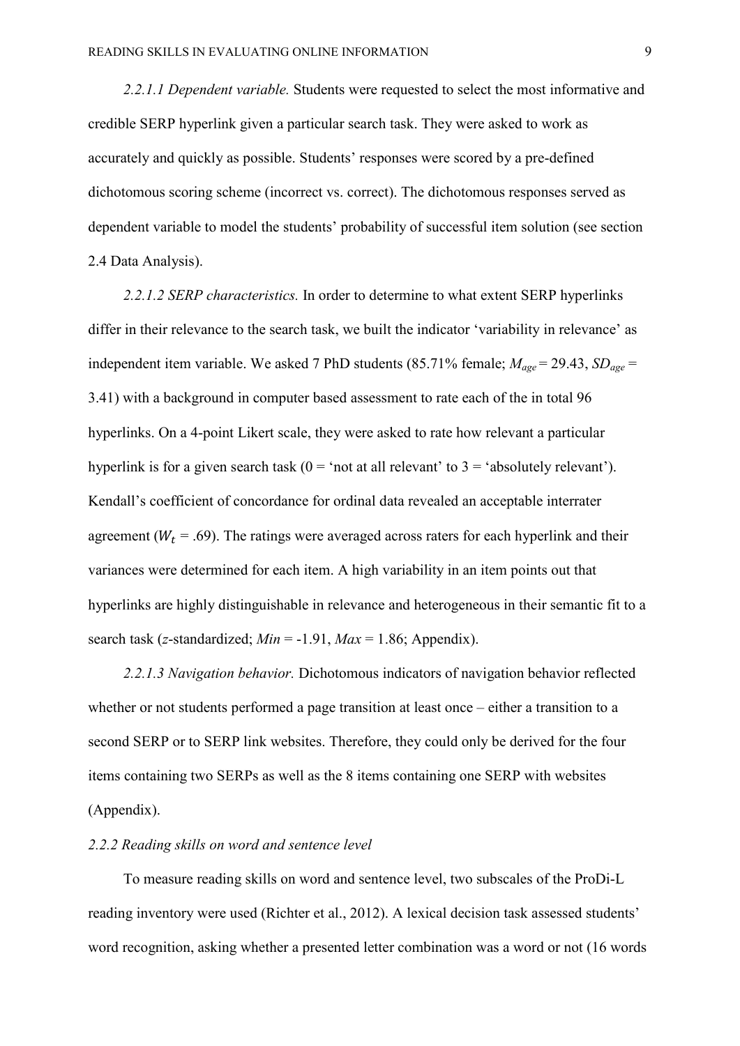*2.2.1.1 Dependent variable.* Students were requested to select the most informative and credible SERP hyperlink given a particular search task. They were asked to work as accurately and quickly as possible. Students' responses were scored by a pre-defined dichotomous scoring scheme (incorrect vs. correct). The dichotomous responses served as dependent variable to model the students' probability of successful item solution (see section 2.4 Data Analysis).

*2.2.1.2 SERP characteristics.* In order to determine to what extent SERP hyperlinks differ in their relevance to the search task, we built the indicator 'variability in relevance' as independent item variable. We asked 7 PhD students (85.71% female; $M_{age}$ = 29.43, $SD_{age}$ = 3.41) with a background in computer based assessment to rate each of the in total 96 hyperlinks. On a 4-point Likert scale, they were asked to rate how relevant a particular hyperlink is for a given search task (0 = 'not at all relevant' to 3 = 'absolutely relevant'). Kendall's coefficient of concordance for ordinal data revealed an acceptable interrater agreement ($W_t$ = .69). The ratings were averaged across raters for each hyperlink and their variances were determined for each item. A high variability in an item points out that hyperlinks are highly distinguishable in relevance and heterogeneous in their semantic fit to a search task (*z*-standardized; *Min* = -1.91, *Max* = 1.86; Appendix).

*2.2.1.3 Navigation behavior.* Dichotomous indicators of navigation behavior reflected whether or not students performed a page transition at least once – either a transition to a second SERP or to SERP link websites. Therefore, they could only be derived for the four items containing two SERPs as well as the 8 items containing one SERP with websites (Appendix).

*2.2.2 Reading skills on word and sentence level*

To measure reading skills on word and sentence level, two subscales of the ProDi-L reading inventory were used (Richter et al., 2012). A lexical decision task assessed students' word recognition, asking whether a presented letter combination was a word or not (16 words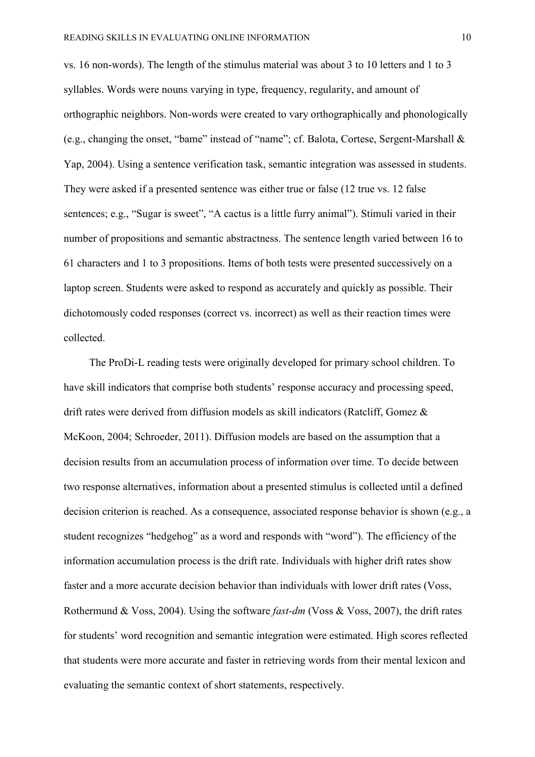vs. 16 non-words). The length of the stimulus material was about 3 to 10 letters and 1 to 3 syllables. Words were nouns varying in type, frequency, regularity, and amount of orthographic neighbors. Non-words were created to vary orthographically and phonologically (e.g., changing the onset, "bame" instead of "name"; cf. Balota, Cortese, Sergent-Marshall & Yap, 2004). Using a sentence verification task, semantic integration was assessed in students. They were asked if a presented sentence was either true or false (12 true vs. 12 false sentences; e.g., "Sugar is sweet", "A cactus is a little furry animal"). Stimuli varied in their number of propositions and semantic abstractness. The sentence length varied between 16 to 61 characters and 1 to 3 propositions. Items of both tests were presented successively on a laptop screen. Students were asked to respond as accurately and quickly as possible. Their dichotomously coded responses (correct vs. incorrect) as well as their reaction times were collected.

The ProDi-L reading tests were originally developed for primary school children. To have skill indicators that comprise both students' response accuracy and processing speed, drift rates were derived from diffusion models as skill indicators (Ratcliff, Gomez & McKoon, 2004; Schroeder, 2011). Diffusion models are based on the assumption that a decision results from an accumulation process of information over time. To decide between two response alternatives, information about a presented stimulus is collected until a defined decision criterion is reached. As a consequence, associated response behavior is shown (e.g., a student recognizes "hedgehog" as a word and responds with "word"). The efficiency of the information accumulation process is the drift rate. Individuals with higher drift rates show faster and a more accurate decision behavior than individuals with lower drift rates (Voss, Rothermund & Voss, 2004). Using the software *fast-dm* (Voss & Voss, 2007), the drift rates for students' word recognition and semantic integration were estimated. High scores reflected that students were more accurate and faster in retrieving words from their mental lexicon and evaluating the semantic context of short statements, respectively.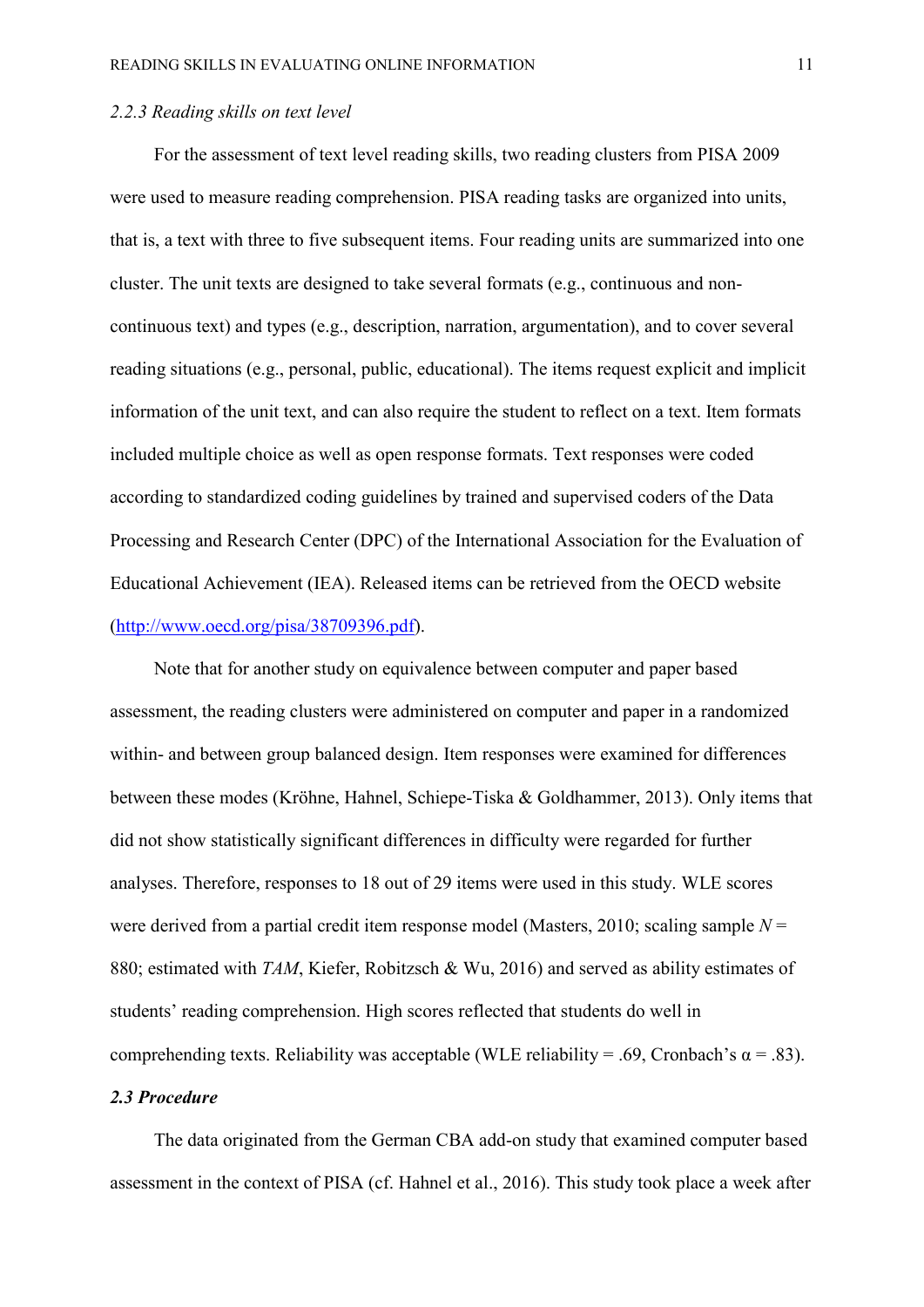### *2.2.3 Reading skills on text level*

For the assessment of text level reading skills, two reading clusters from PISA 2009 were used to measure reading comprehension. PISA reading tasks are organized into units, that is, a text with three to five subsequent items. Four reading units are summarized into one cluster. The unit texts are designed to take several formats (e.g., continuous and non-continuous text) and types (e.g., description, narration, argumentation), and to cover several reading situations (e.g., personal, public, educational). The items request explicit and implicit information of the unit text, and can also require the student to reflect on a text. Item formats included multiple choice as well as open response formats. Text responses were coded according to standardized coding guidelines by trained and supervised coders of the Data Processing and Research Center (DPC) of the International Association for the Evaluation of Educational Achievement (IEA). Released items can be retrieved from the OECD website (http://www.oecd.org/pisa/38709396.pdf).

Note that for another study on equivalence between computer and paper based assessment, the reading clusters were administered on computer and paper in a randomized within- and between group balanced design. Item responses were examined for differences between these modes (Kröhne, Hahnel, Schiepe-Tiska & Goldhammer, 2013). Only items that did not show statistically significant differences in difficulty were regarded for further analyses. Therefore, responses to 18 out of 29 items were used in this study. WLE scores were derived from a partial credit item response model (Masters, 2010; scaling sample $N$ = 880; estimated with *TAM*, Kiefer, Robitzsch & Wu, 2016) and served as ability estimates of students' reading comprehension. High scores reflected that students do well in comprehending texts. Reliability was acceptable (WLE reliability = .69, Cronbach's $\alpha$ = .83).

## ***2.3 Procedure***

The data originated from the German CBA add-on study that examined computer based assessment in the context of PISA (cf. Hahnel et al., 2016). This study took place a week after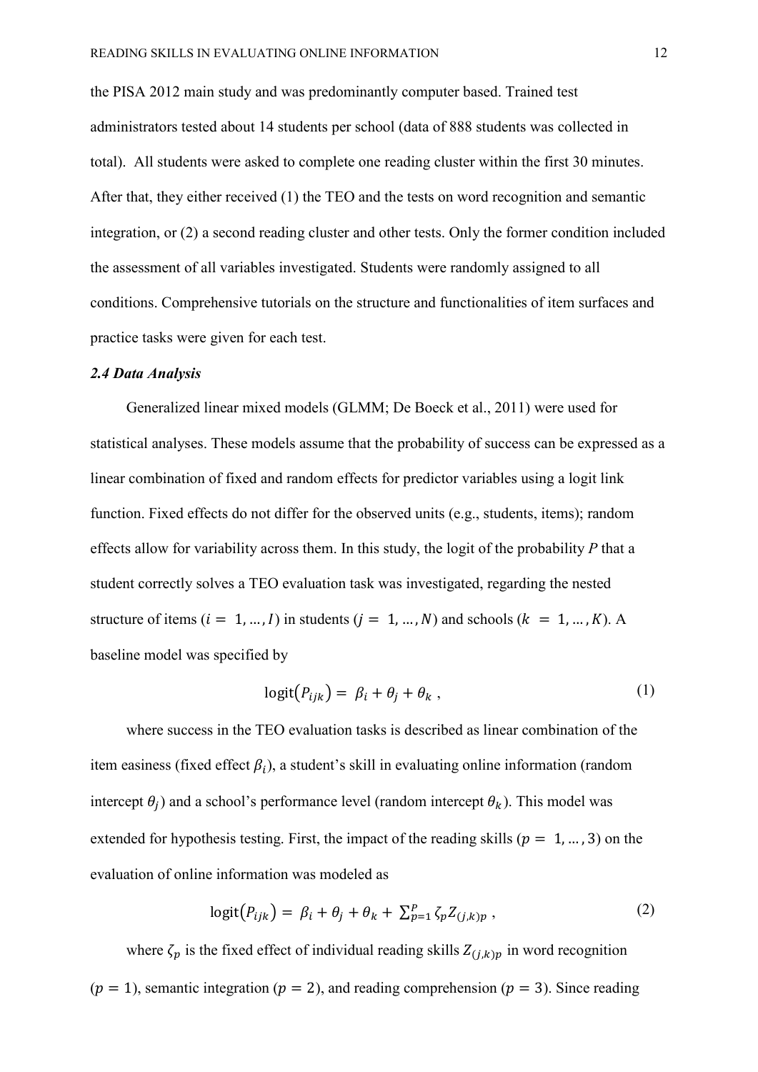the PISA 2012 main study and was predominantly computer based. Trained test administrators tested about 14 students per school (data of 888 students was collected in total). All students were asked to complete one reading cluster within the first 30 minutes. After that, they either received (1) the TEO and the tests on word recognition and semantic integration, or (2) a second reading cluster and other tests. Only the former condition included the assessment of all variables investigated. Students were randomly assigned to all conditions. Comprehensive tutorials on the structure and functionalities of item surfaces and practice tasks were given for each test.

### *2.4 Data Analysis*

Generalized linear mixed models (GLMM; De Boeck et al., 2011) were used for statistical analyses. These models assume that the probability of success can be expressed as a linear combination of fixed and random effects for predictor variables using a logit link function. Fixed effects do not differ for the observed units (e.g., students, items); random effects allow for variability across them. In this study, the logit of the probability $P$ that a student correctly solves a TEO evaluation task was investigated, regarding the nested structure of items ($i = 1, \ldots, I$) in students ($j = 1, \ldots, N$) and schools ($k = 1, \ldots, K$). A baseline model was specified by

$$\text{logit}(P_{ijk}) = \beta_i + \theta_j + \theta_k \,, \tag{1}$$

where success in the TEO evaluation tasks is described as linear combination of the item easiness (fixed effect $\beta_i$), a student's skill in evaluating online information (random intercept $\theta_j$) and a school's performance level (random intercept $\theta_k$). This model was extended for hypothesis testing. First, the impact of the reading skills ($p = 1, \ldots, 3$) on the evaluation of online information was modeled as

$$\text{logit}(P_{ijk}) = \beta_i + \theta_j + \theta_k + \sum_{p=1}^{P} \zeta_p Z_{(j,k)p} \,, \tag{2}$$

where $\zeta_p$ is the fixed effect of individual reading skills $Z_{(j,k)p}$ in word recognition ($p = 1$), semantic integration ($p = 2$), and reading comprehension ($p = 3$). Since reading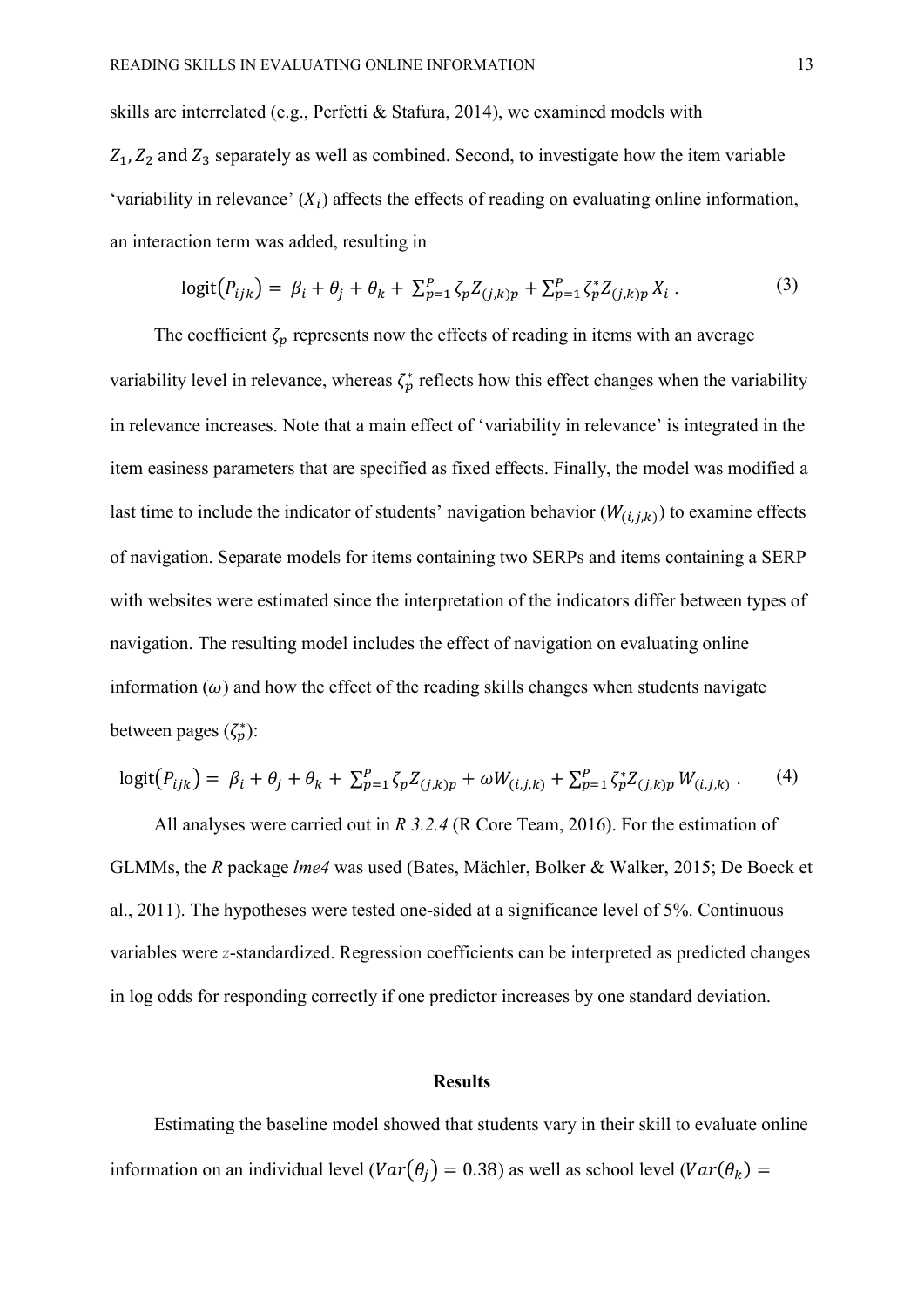skills are interrelated (e.g., Perfetti & Stafura, 2014), we examined models with $Z_1, Z_2$ and $Z_3$ separately as well as combined. Second, to investigate how the item variable 'variability in relevance' ($X_i$) affects the effects of reading on evaluating online information, an interaction term was added, resulting in

$$\text{logit}(P_{ijk}) = \beta_i + \theta_j + \theta_k + \sum_{p=1}^{P} \zeta_p Z_{(j,k)p} + \sum_{p=1}^{P} \zeta_p^* Z_{(j,k)p} X_i \,. \tag{3}$$

The coefficient $\zeta_p$ represents now the effects of reading in items with an average variability level in relevance, whereas $\zeta_p^*$ reflects how this effect changes when the variability in relevance increases. Note that a main effect of 'variability in relevance' is integrated in the item easiness parameters that are specified as fixed effects. Finally, the model was modified a last time to include the indicator of students' navigation behavior ($W_{(i,j,k)}$) to examine effects of navigation. Separate models for items containing two SERPs and items containing a SERP with websites were estimated since the interpretation of the indicators differ between types of navigation. The resulting model includes the effect of navigation on evaluating online information ($\omega$) and how the effect of the reading skills changes when students navigate between pages ($\zeta_p^*$):

$$\text{logit}(P_{ijk}) = \beta_i + \theta_j + \theta_k + \sum_{p=1}^{P} \zeta_p Z_{(j,k)p} + \omega W_{(i,j,k)} + \sum_{p=1}^{P} \zeta_p^* Z_{(j,k)p} W_{(i,j,k)} \,. \tag{4}$$

All analyses were carried out in *R 3.2.4* (R Core Team, 2016). For the estimation of GLMMs, the *R* package *lme4* was used (Bates, Mächler, Bolker & Walker, 2015; De Boeck et al., 2011). The hypotheses were tested one-sided at a significance level of 5%. Continuous variables were *z*-standardized. Regression coefficients can be interpreted as predicted changes in log odds for responding correctly if one predictor increases by one standard deviation.

## Results

Estimating the baseline model showed that students vary in their skill to evaluate online information on an individual level ($Var(\theta_j) = 0.38$) as well as school level ($Var(\theta_k) =$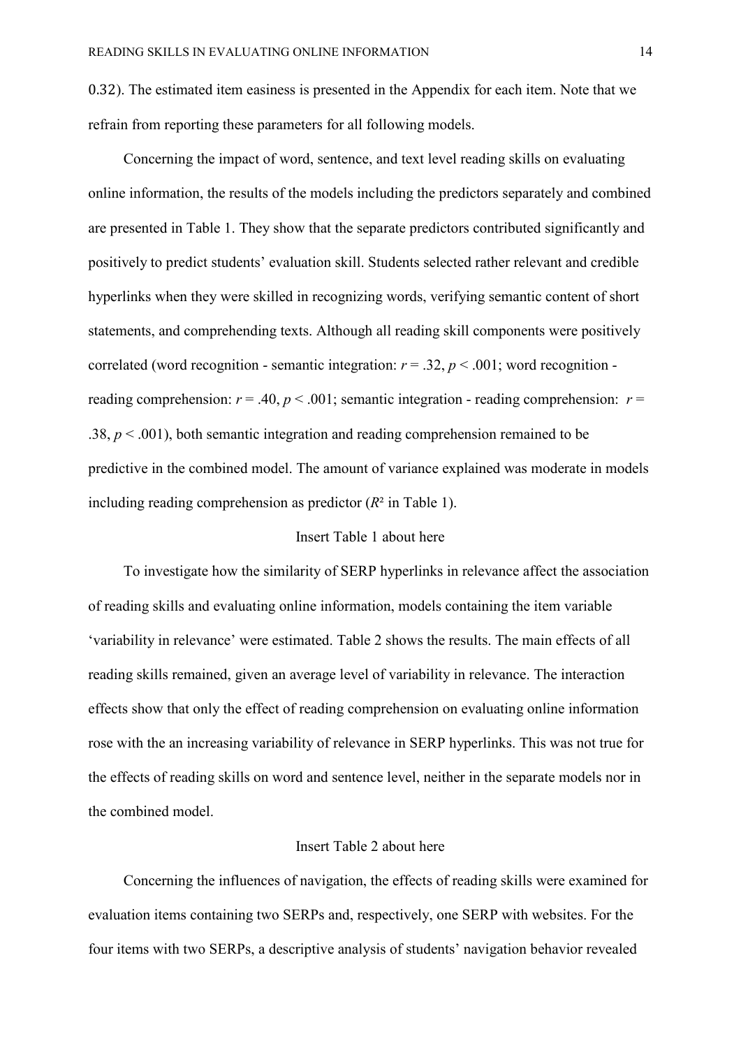0.32). The estimated item easiness is presented in the Appendix for each item. Note that we refrain from reporting these parameters for all following models.

Concerning the impact of word, sentence, and text level reading skills on evaluating online information, the results of the models including the predictors separately and combined are presented in Table 1. They show that the separate predictors contributed significantly and positively to predict students' evaluation skill. Students selected rather relevant and credible hyperlinks when they were skilled in recognizing words, verifying semantic content of short statements, and comprehending texts. Although all reading skill components were positively correlated (word recognition - semantic integration: $r = .32$, $p < .001$; word recognition - reading comprehension: $r = .40$, $p < .001$; semantic integration - reading comprehension: $r = .38$, $p < .001$), both semantic integration and reading comprehension remained to be predictive in the combined model. The amount of variance explained was moderate in models including reading comprehension as predictor ($R^2$ in Table 1).

Insert Table 1 about here

To investigate how the similarity of SERP hyperlinks in relevance affect the association of reading skills and evaluating online information, models containing the item variable 'variability in relevance' were estimated. Table 2 shows the results. The main effects of all reading skills remained, given an average level of variability in relevance. The interaction effects show that only the effect of reading comprehension on evaluating online information rose with the an increasing variability of relevance in SERP hyperlinks. This was not true for the effects of reading skills on word and sentence level, neither in the separate models nor in the combined model.

Insert Table 2 about here

Concerning the influences of navigation, the effects of reading skills were examined for evaluation items containing two SERPs and, respectively, one SERP with websites. For the four items with two SERPs, a descriptive analysis of students' navigation behavior revealed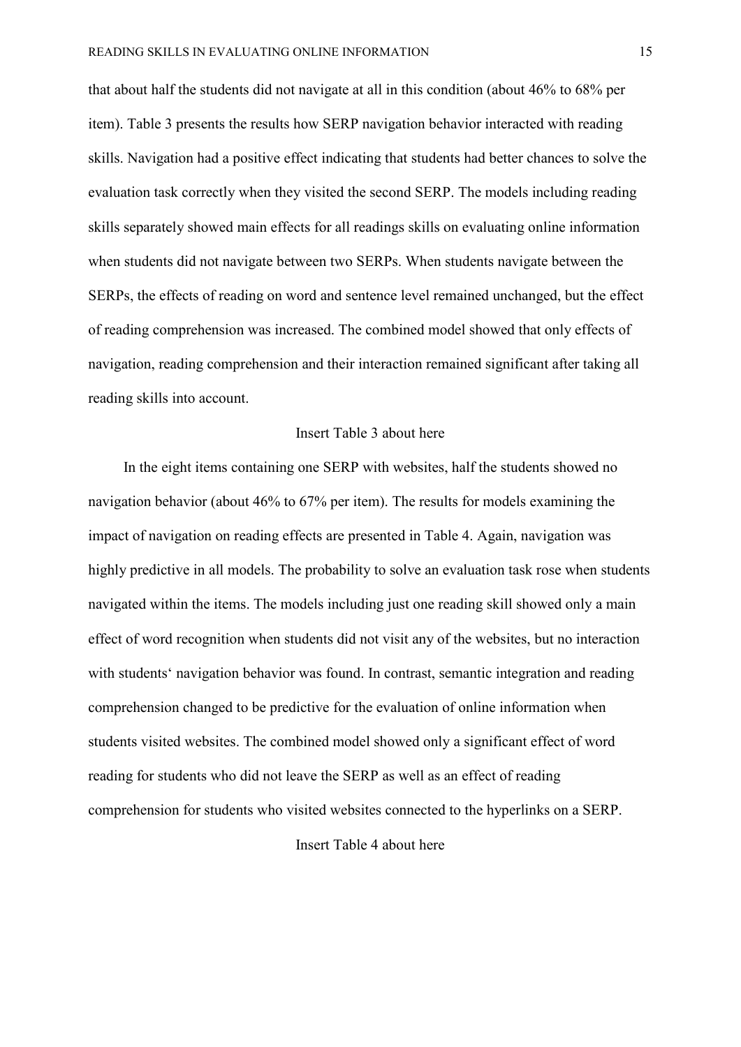that about half the students did not navigate at all in this condition (about 46% to 68% per item). Table 3 presents the results how SERP navigation behavior interacted with reading skills. Navigation had a positive effect indicating that students had better chances to solve the evaluation task correctly when they visited the second SERP. The models including reading skills separately showed main effects for all readings skills on evaluating online information when students did not navigate between two SERPs. When students navigate between the SERPs, the effects of reading on word and sentence level remained unchanged, but the effect of reading comprehension was increased. The combined model showed that only effects of navigation, reading comprehension and their interaction remained significant after taking all reading skills into account.

Insert Table 3 about here

In the eight items containing one SERP with websites, half the students showed no navigation behavior (about 46% to 67% per item). The results for models examining the impact of navigation on reading effects are presented in Table 4. Again, navigation was highly predictive in all models. The probability to solve an evaluation task rose when students navigated within the items. The models including just one reading skill showed only a main effect of word recognition when students did not visit any of the websites, but no interaction with students‘ navigation behavior was found. In contrast, semantic integration and reading comprehension changed to be predictive for the evaluation of online information when students visited websites. The combined model showed only a significant effect of word reading for students who did not leave the SERP as well as an effect of reading comprehension for students who visited websites connected to the hyperlinks on a SERP.

Insert Table 4 about here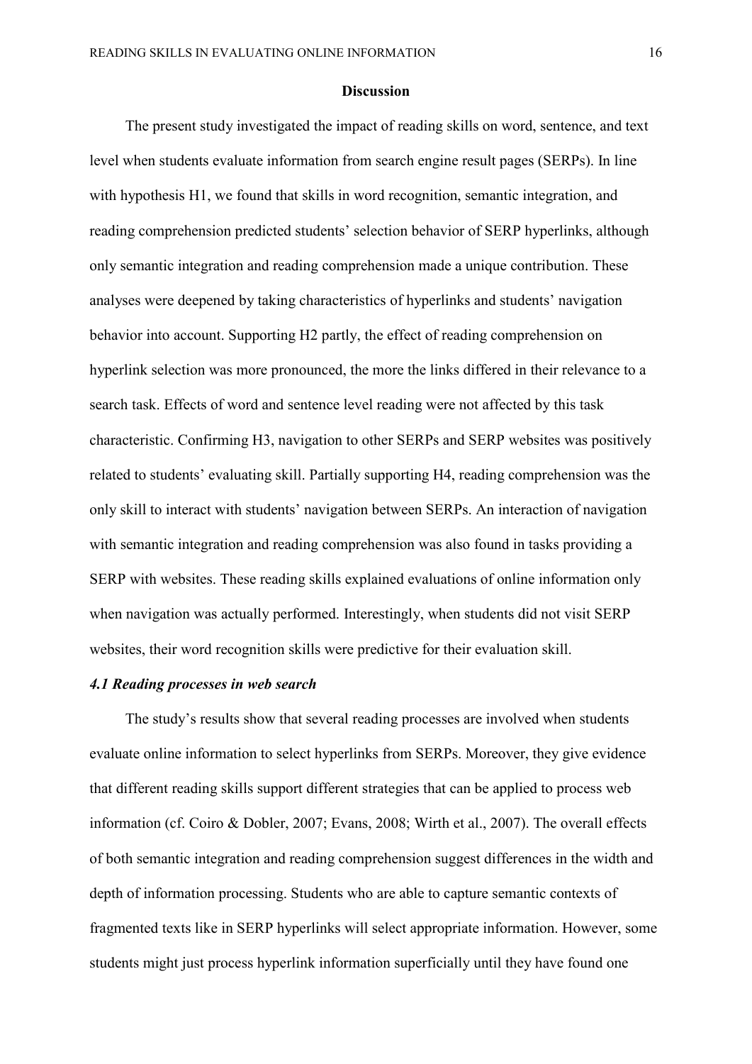## Discussion

The present study investigated the impact of reading skills on word, sentence, and text level when students evaluate information from search engine result pages (SERPs). In line with hypothesis H1, we found that skills in word recognition, semantic integration, and reading comprehension predicted students' selection behavior of SERP hyperlinks, although only semantic integration and reading comprehension made a unique contribution. These analyses were deepened by taking characteristics of hyperlinks and students' navigation behavior into account. Supporting H2 partly, the effect of reading comprehension on hyperlink selection was more pronounced, the more the links differed in their relevance to a search task. Effects of word and sentence level reading were not affected by this task characteristic. Confirming H3, navigation to other SERPs and SERP websites was positively related to students' evaluating skill. Partially supporting H4, reading comprehension was the only skill to interact with students' navigation between SERPs. An interaction of navigation with semantic integration and reading comprehension was also found in tasks providing a SERP with websites. These reading skills explained evaluations of online information only when navigation was actually performed. Interestingly, when students did not visit SERP websites, their word recognition skills were predictive for their evaluation skill.

### *4.1 Reading processes in web search*

The study's results show that several reading processes are involved when students evaluate online information to select hyperlinks from SERPs. Moreover, they give evidence that different reading skills support different strategies that can be applied to process web information (cf. Coiro & Dobler, 2007; Evans, 2008; Wirth et al., 2007). The overall effects of both semantic integration and reading comprehension suggest differences in the width and depth of information processing. Students who are able to capture semantic contexts of fragmented texts like in SERP hyperlinks will select appropriate information. However, some students might just process hyperlink information superficially until they have found one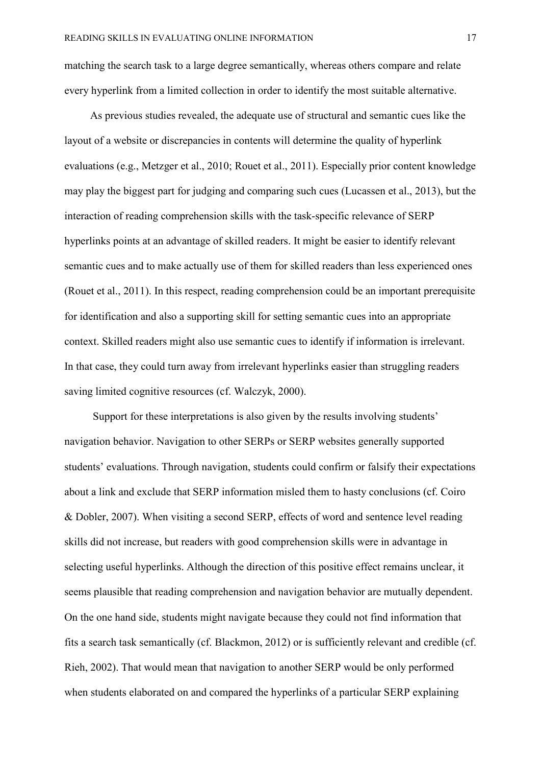matching the search task to a large degree semantically, whereas others compare and relate every hyperlink from a limited collection in order to identify the most suitable alternative.

As previous studies revealed, the adequate use of structural and semantic cues like the layout of a website or discrepancies in contents will determine the quality of hyperlink evaluations (e.g., Metzger et al., 2010; Rouet et al., 2011). Especially prior content knowledge may play the biggest part for judging and comparing such cues (Lucassen et al., 2013), but the interaction of reading comprehension skills with the task-specific relevance of SERP hyperlinks points at an advantage of skilled readers. It might be easier to identify relevant semantic cues and to make actually use of them for skilled readers than less experienced ones (Rouet et al., 2011). In this respect, reading comprehension could be an important prerequisite for identification and also a supporting skill for setting semantic cues into an appropriate context. Skilled readers might also use semantic cues to identify if information is irrelevant. In that case, they could turn away from irrelevant hyperlinks easier than struggling readers saving limited cognitive resources (cf. Walczyk, 2000).

Support for these interpretations is also given by the results involving students' navigation behavior. Navigation to other SERPs or SERP websites generally supported students' evaluations. Through navigation, students could confirm or falsify their expectations about a link and exclude that SERP information misled them to hasty conclusions (cf. Coiro & Dobler, 2007). When visiting a second SERP, effects of word and sentence level reading skills did not increase, but readers with good comprehension skills were in advantage in selecting useful hyperlinks. Although the direction of this positive effect remains unclear, it seems plausible that reading comprehension and navigation behavior are mutually dependent. On the one hand side, students might navigate because they could not find information that fits a search task semantically (cf. Blackmon, 2012) or is sufficiently relevant and credible (cf. Rieh, 2002). That would mean that navigation to another SERP would be only performed when students elaborated on and compared the hyperlinks of a particular SERP explaining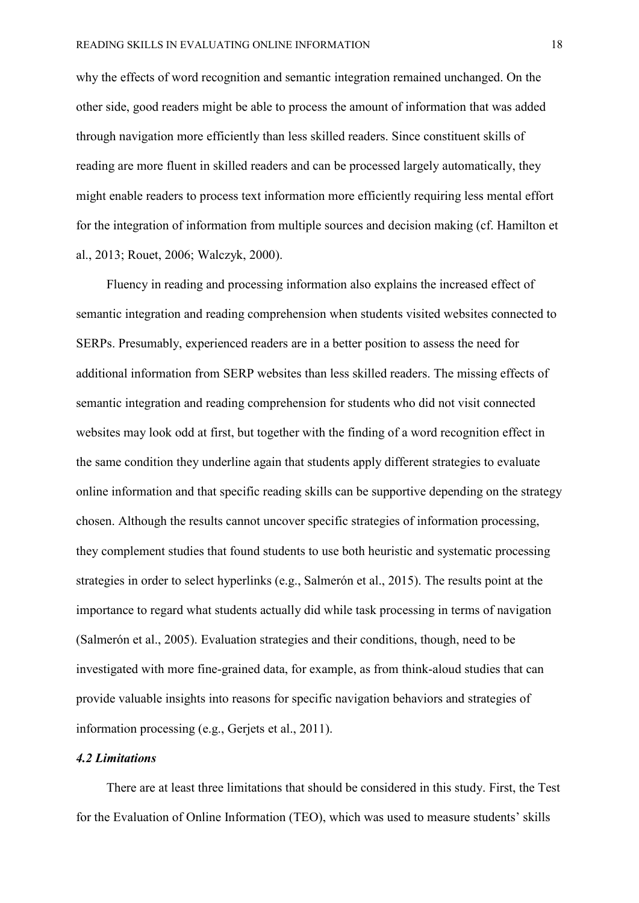why the effects of word recognition and semantic integration remained unchanged. On the other side, good readers might be able to process the amount of information that was added through navigation more efficiently than less skilled readers. Since constituent skills of reading are more fluent in skilled readers and can be processed largely automatically, they might enable readers to process text information more efficiently requiring less mental effort for the integration of information from multiple sources and decision making (cf. Hamilton et al., 2013; Rouet, 2006; Walczyk, 2000).

Fluency in reading and processing information also explains the increased effect of semantic integration and reading comprehension when students visited websites connected to SERPs. Presumably, experienced readers are in a better position to assess the need for additional information from SERP websites than less skilled readers. The missing effects of semantic integration and reading comprehension for students who did not visit connected websites may look odd at first, but together with the finding of a word recognition effect in the same condition they underline again that students apply different strategies to evaluate online information and that specific reading skills can be supportive depending on the strategy chosen. Although the results cannot uncover specific strategies of information processing, they complement studies that found students to use both heuristic and systematic processing strategies in order to select hyperlinks (e.g., Salmerón et al., 2015). The results point at the importance to regard what students actually did while task processing in terms of navigation (Salmerón et al., 2005). Evaluation strategies and their conditions, though, need to be investigated with more fine-grained data, for example, as from think-aloud studies that can provide valuable insights into reasons for specific navigation behaviors and strategies of information processing (e.g., Gerjets et al., 2011).

### *4.2 Limitations*

There are at least three limitations that should be considered in this study. First, the Test for the Evaluation of Online Information (TEO), which was used to measure students' skills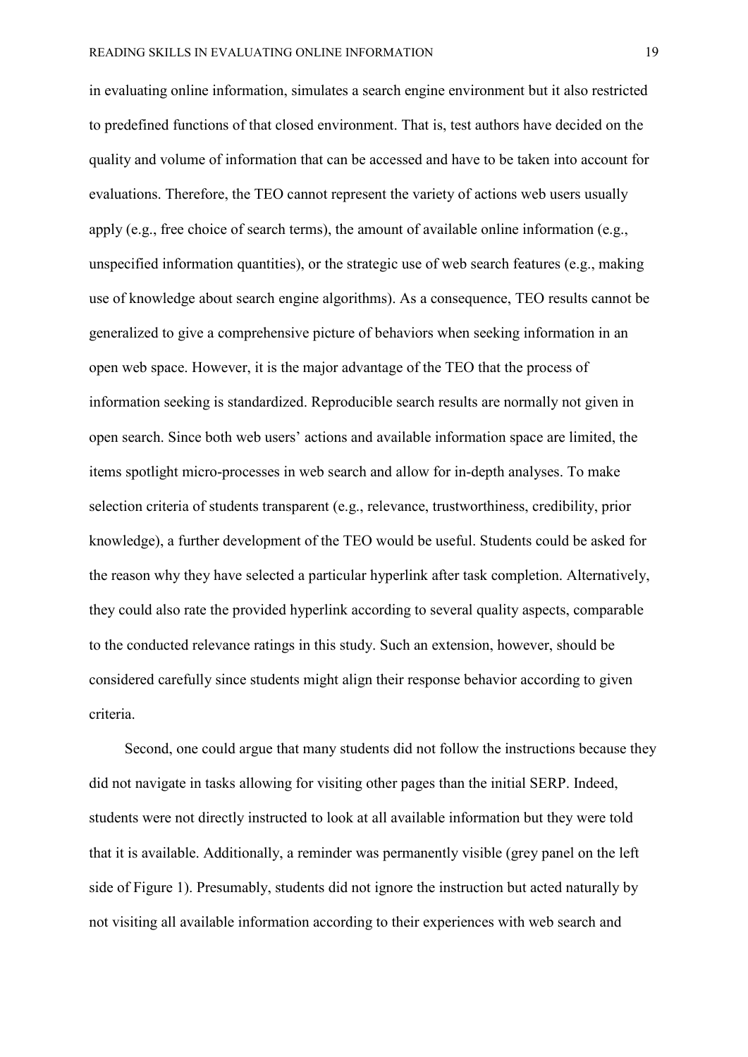in evaluating online information, simulates a search engine environment but it also restricted to predefined functions of that closed environment. That is, test authors have decided on the quality and volume of information that can be accessed and have to be taken into account for evaluations. Therefore, the TEO cannot represent the variety of actions web users usually apply (e.g., free choice of search terms), the amount of available online information (e.g., unspecified information quantities), or the strategic use of web search features (e.g., making use of knowledge about search engine algorithms). As a consequence, TEO results cannot be generalized to give a comprehensive picture of behaviors when seeking information in an open web space. However, it is the major advantage of the TEO that the process of information seeking is standardized. Reproducible search results are normally not given in open search. Since both web users' actions and available information space are limited, the items spotlight micro-processes in web search and allow for in-depth analyses. To make selection criteria of students transparent (e.g., relevance, trustworthiness, credibility, prior knowledge), a further development of the TEO would be useful. Students could be asked for the reason why they have selected a particular hyperlink after task completion. Alternatively, they could also rate the provided hyperlink according to several quality aspects, comparable to the conducted relevance ratings in this study. Such an extension, however, should be considered carefully since students might align their response behavior according to given criteria.

Second, one could argue that many students did not follow the instructions because they did not navigate in tasks allowing for visiting other pages than the initial SERP. Indeed, students were not directly instructed to look at all available information but they were told that it is available. Additionally, a reminder was permanently visible (grey panel on the left side of Figure 1). Presumably, students did not ignore the instruction but acted naturally by not visiting all available information according to their experiences with web search and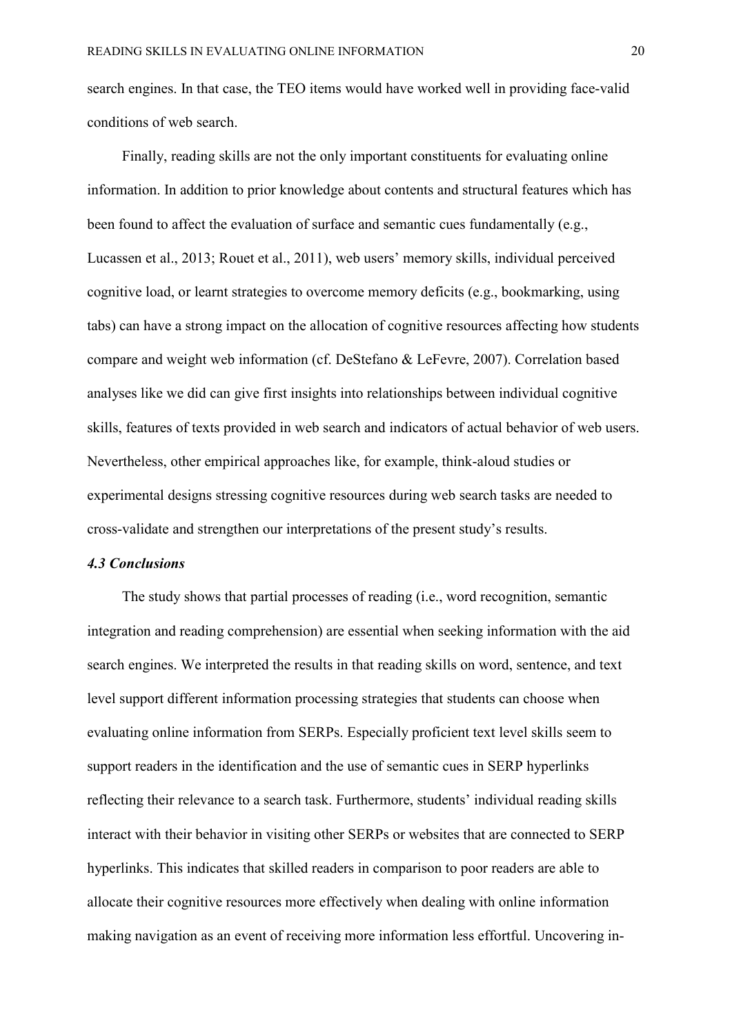search engines. In that case, the TEO items would have worked well in providing face-valid conditions of web search.

Finally, reading skills are not the only important constituents for evaluating online information. In addition to prior knowledge about contents and structural features which has been found to affect the evaluation of surface and semantic cues fundamentally (e.g., Lucassen et al., 2013; Rouet et al., 2011), web users' memory skills, individual perceived cognitive load, or learnt strategies to overcome memory deficits (e.g., bookmarking, using tabs) can have a strong impact on the allocation of cognitive resources affecting how students compare and weight web information (cf. DeStefano & LeFevre, 2007). Correlation based analyses like we did can give first insights into relationships between individual cognitive skills, features of texts provided in web search and indicators of actual behavior of web users. Nevertheless, other empirical approaches like, for example, think-aloud studies or experimental designs stressing cognitive resources during web search tasks are needed to cross-validate and strengthen our interpretations of the present study's results.

### *4.3 Conclusions*

The study shows that partial processes of reading (i.e., word recognition, semantic integration and reading comprehension) are essential when seeking information with the aid search engines. We interpreted the results in that reading skills on word, sentence, and text level support different information processing strategies that students can choose when evaluating online information from SERPs. Especially proficient text level skills seem to support readers in the identification and the use of semantic cues in SERP hyperlinks reflecting their relevance to a search task. Furthermore, students' individual reading skills interact with their behavior in visiting other SERPs or websites that are connected to SERP hyperlinks. This indicates that skilled readers in comparison to poor readers are able to allocate their cognitive resources more effectively when dealing with online information making navigation as an event of receiving more information less effortful. Uncovering in-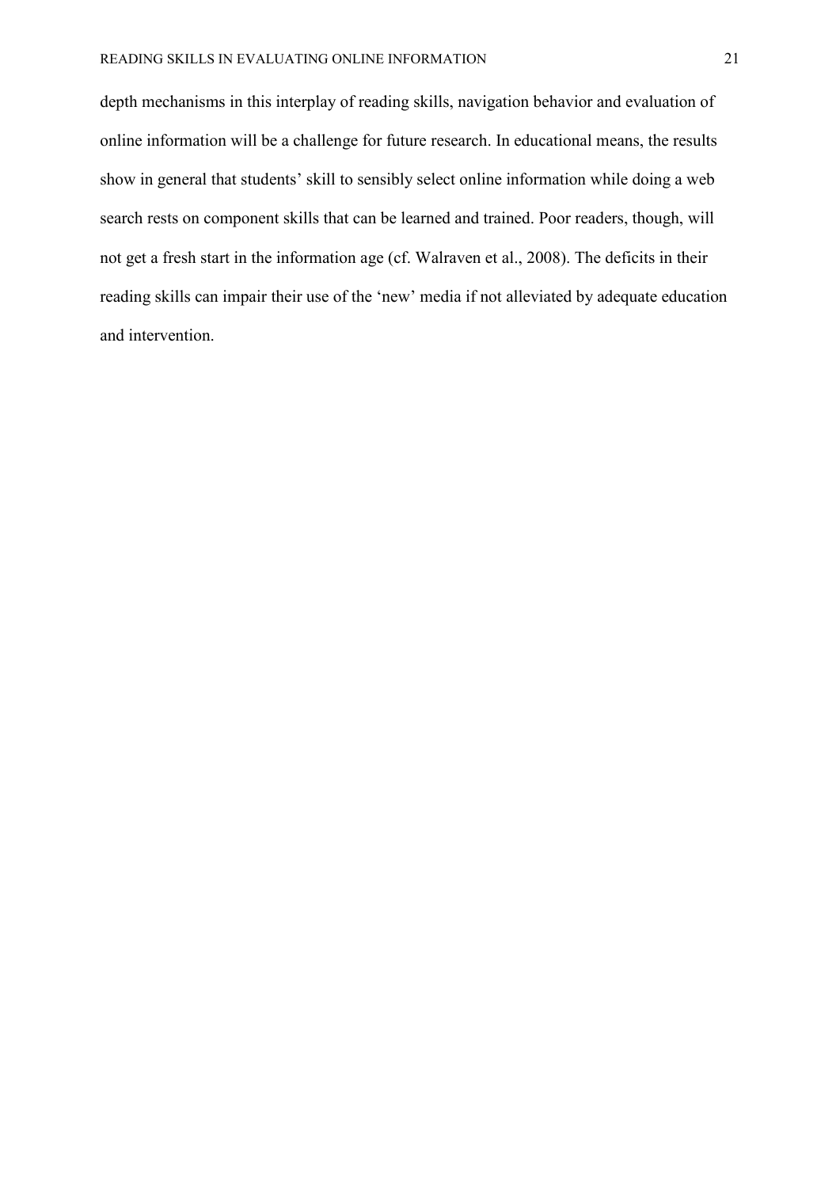depth mechanisms in this interplay of reading skills, navigation behavior and evaluation of online information will be a challenge for future research. In educational means, the results show in general that students' skill to sensibly select online information while doing a web search rests on component skills that can be learned and trained. Poor readers, though, will not get a fresh start in the information age (cf. Walraven et al., 2008). The deficits in their reading skills can impair their use of the 'new' media if not alleviated by adequate education and intervention.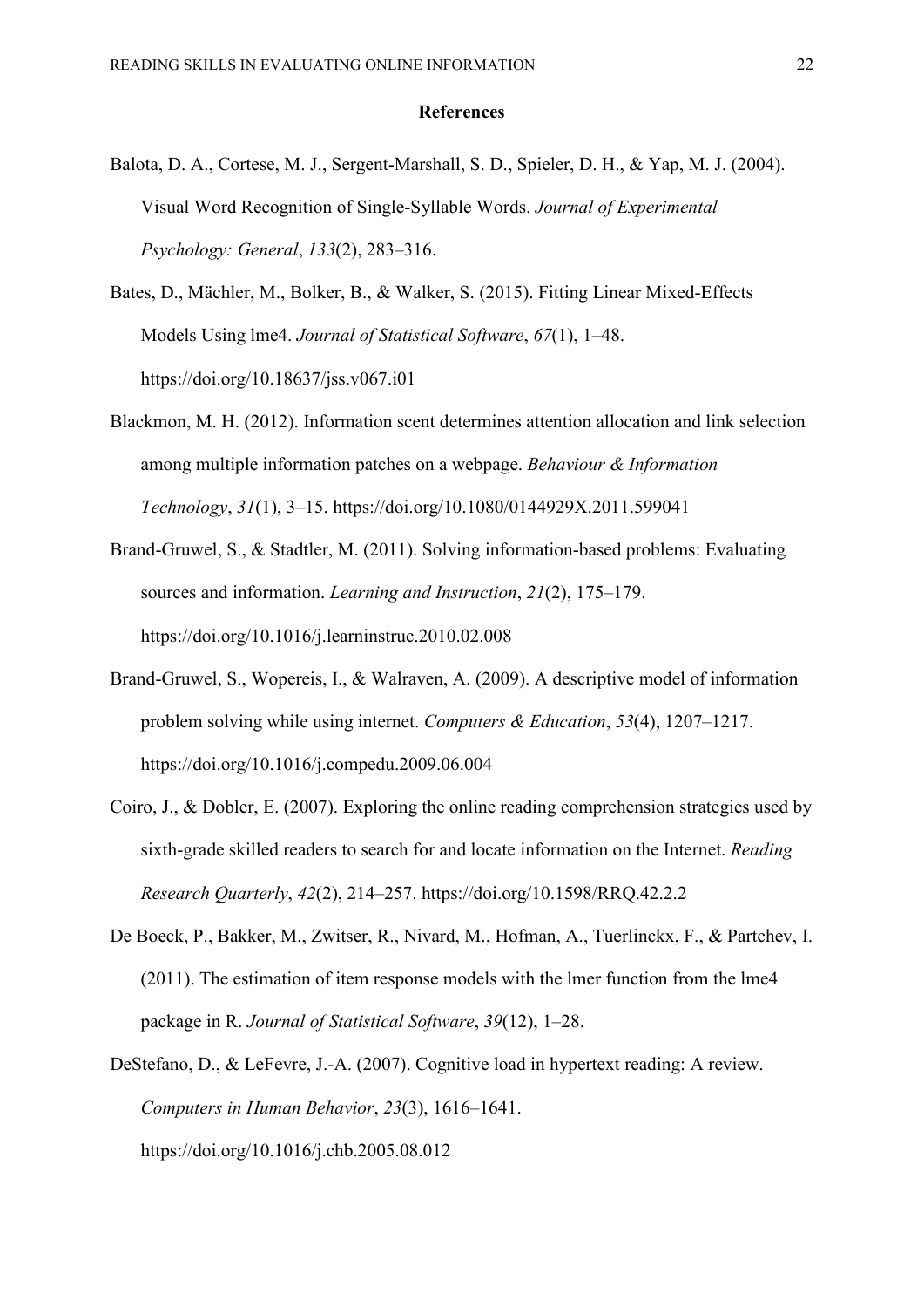## References

Balota, D. A., Cortese, M. J., Sergent-Marshall, S. D., Spieler, D. H., & Yap, M. J. (2004). Visual Word Recognition of Single-Syllable Words. *Journal of Experimental Psychology: General*, *133*(2), 283–316.

Bates, D., Mächler, M., Bolker, B., & Walker, S. (2015). Fitting Linear Mixed-Effects Models Using lme4. *Journal of Statistical Software*, *67*(1), 1–48. https://doi.org/10.18637/jss.v067.i01

Blackmon, M. H. (2012). Information scent determines attention allocation and link selection among multiple information patches on a webpage. *Behaviour & Information Technology*, *31*(1), 3–15. https://doi.org/10.1080/0144929X.2011.599041

Brand-Gruwel, S., & Stadtler, M. (2011). Solving information-based problems: Evaluating sources and information. *Learning and Instruction*, *21*(2), 175–179. https://doi.org/10.1016/j.learninstruc.2010.02.008

Brand-Gruwel, S., Wopereis, I., & Walraven, A. (2009). A descriptive model of information problem solving while using internet. *Computers & Education*, *53*(4), 1207–1217. https://doi.org/10.1016/j.compedu.2009.06.004

Coiro, J., & Dobler, E. (2007). Exploring the online reading comprehension strategies used by sixth-grade skilled readers to search for and locate information on the Internet. *Reading Research Quarterly*, *42*(2), 214–257. https://doi.org/10.1598/RRQ.42.2.2

De Boeck, P., Bakker, M., Zwitser, R., Nivard, M., Hofman, A., Tuerlinckx, F., & Partchev, I. (2011). The estimation of item response models with the lmer function from the lme4 package in R. *Journal of Statistical Software*, *39*(12), 1–28.

DeStefano, D., & LeFevre, J.-A. (2007). Cognitive load in hypertext reading: A review. *Computers in Human Behavior*, *23*(3), 1616–1641. https://doi.org/10.1016/j.chb.2005.08.012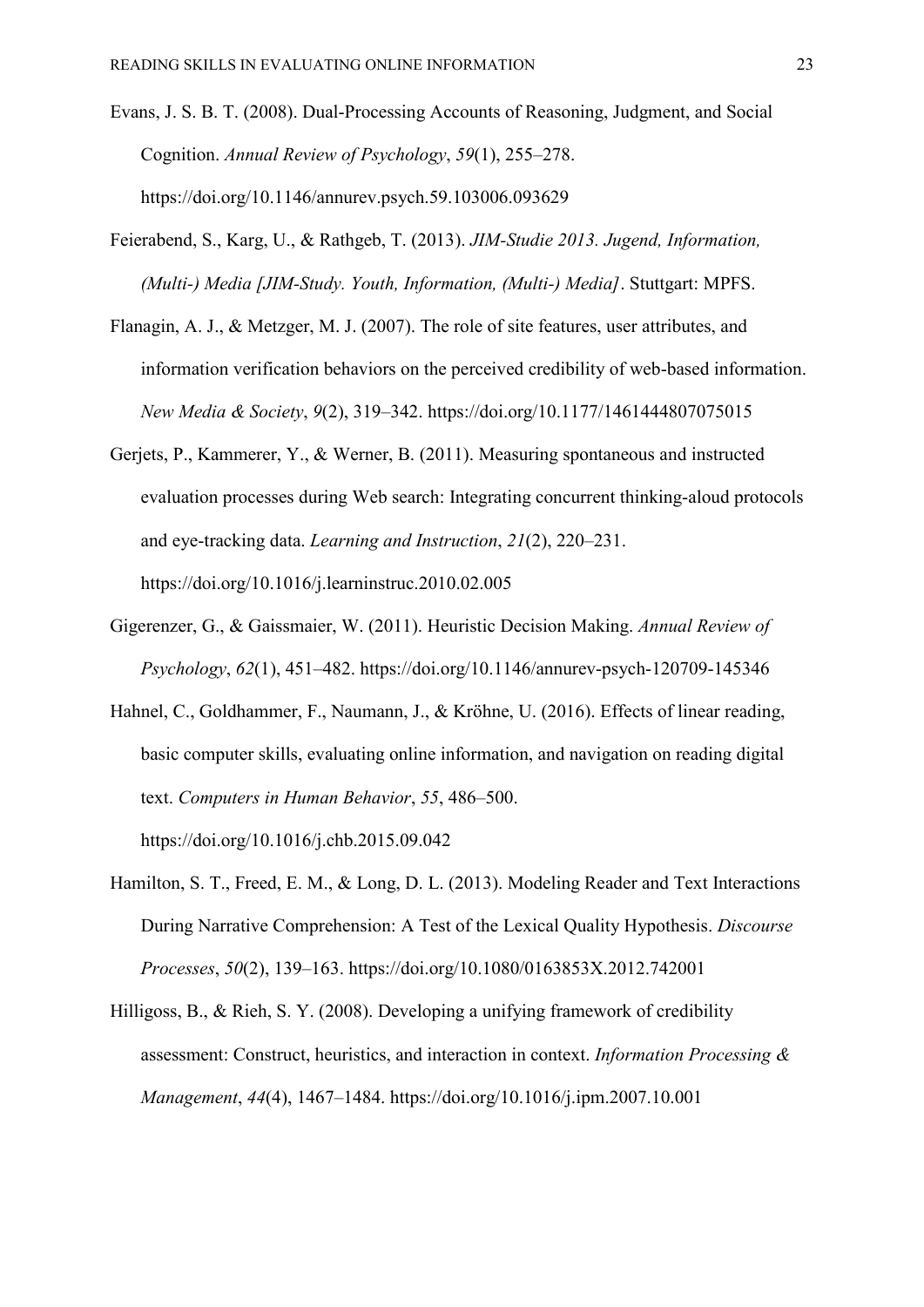Evans, J. S. B. T. (2008). Dual-Processing Accounts of Reasoning, Judgment, and Social Cognition. *Annual Review of Psychology*, *59*(1), 255–278. https://doi.org/10.1146/annurev.psych.59.103006.093629

Feierabend, S., Karg, U., & Rathgeb, T. (2013). *JIM-Studie 2013. Jugend, Information, (Multi-) Media [JIM-Study. Youth, Information, (Multi-) Media]*. Stuttgart: MPFS.

Flanagin, A. J., & Metzger, M. J. (2007). The role of site features, user attributes, and information verification behaviors on the perceived credibility of web-based information. *New Media & Society*, *9*(2), 319–342. https://doi.org/10.1177/1461444807075015

Gerjets, P., Kammerer, Y., & Werner, B. (2011). Measuring spontaneous and instructed evaluation processes during Web search: Integrating concurrent thinking-aloud protocols and eye-tracking data. *Learning and Instruction*, *21*(2), 220–231. https://doi.org/10.1016/j.learninstruc.2010.02.005

Gigerenzer, G., & Gaissmaier, W. (2011). Heuristic Decision Making. *Annual Review of Psychology*, *62*(1), 451–482. https://doi.org/10.1146/annurev-psych-120709-145346

Hahnel, C., Goldhammer, F., Naumann, J., & Kröhne, U. (2016). Effects of linear reading, basic computer skills, evaluating online information, and navigation on reading digital text. *Computers in Human Behavior*, *55*, 486–500. https://doi.org/10.1016/j.chb.2015.09.042

Hamilton, S. T., Freed, E. M., & Long, D. L. (2013). Modeling Reader and Text Interactions During Narrative Comprehension: A Test of the Lexical Quality Hypothesis. *Discourse Processes*, *50*(2), 139–163. https://doi.org/10.1080/0163853X.2012.742001

Hilligoss, B., & Rieh, S. Y. (2008). Developing a unifying framework of credibility assessment: Construct, heuristics, and interaction in context. *Information Processing & Management*, *44*(4), 1467–1484. https://doi.org/10.1016/j.ipm.2007.10.001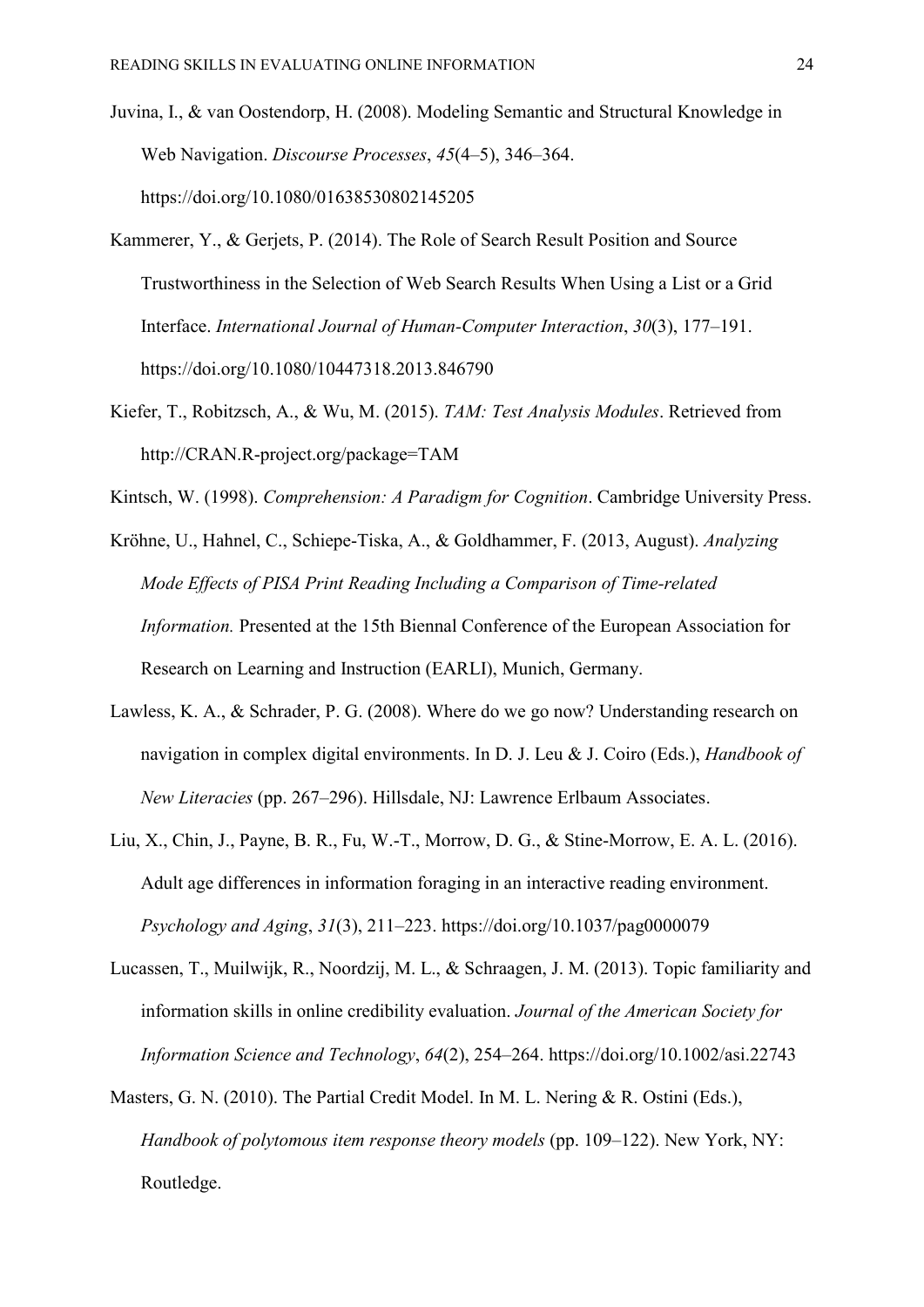Juvina, I., & van Oostendorp, H. (2008). Modeling Semantic and Structural Knowledge in Web Navigation. *Discourse Processes*, *45*(4–5), 346–364. https://doi.org/10.1080/01638530802145205

Kammerer, Y., & Gerjets, P. (2014). The Role of Search Result Position and Source Trustworthiness in the Selection of Web Search Results When Using a List or a Grid Interface. *International Journal of Human-Computer Interaction*, *30*(3), 177–191. https://doi.org/10.1080/10447318.2013.846790

Kiefer, T., Robitzsch, A., & Wu, M. (2015). *TAM: Test Analysis Modules*. Retrieved from http://CRAN.R-project.org/package=TAM

Kintsch, W. (1998). *Comprehension: A Paradigm for Cognition*. Cambridge University Press.

Kröhne, U., Hahnel, C., Schiepe-Tiska, A., & Goldhammer, F. (2013, August). *Analyzing Mode Effects of PISA Print Reading Including a Comparison of Time-related Information.* Presented at the 15th Biennal Conference of the European Association for Research on Learning and Instruction (EARLI), Munich, Germany.

Lawless, K. A., & Schrader, P. G. (2008). Where do we go now? Understanding research on navigation in complex digital environments. In D. J. Leu & J. Coiro (Eds.), *Handbook of New Literacies* (pp. 267–296). Hillsdale, NJ: Lawrence Erlbaum Associates.

Liu, X., Chin, J., Payne, B. R., Fu, W.-T., Morrow, D. G., & Stine-Morrow, E. A. L. (2016). Adult age differences in information foraging in an interactive reading environment. *Psychology and Aging*, *31*(3), 211–223. https://doi.org/10.1037/pag0000079

Lucassen, T., Muilwijk, R., Noordzij, M. L., & Schraagen, J. M. (2013). Topic familiarity and information skills in online credibility evaluation. *Journal of the American Society for Information Science and Technology*, *64*(2), 254–264. https://doi.org/10.1002/asi.22743

Masters, G. N. (2010). The Partial Credit Model. In M. L. Nering & R. Ostini (Eds.), *Handbook of polytomous item response theory models* (pp. 109–122). New York, NY: Routledge.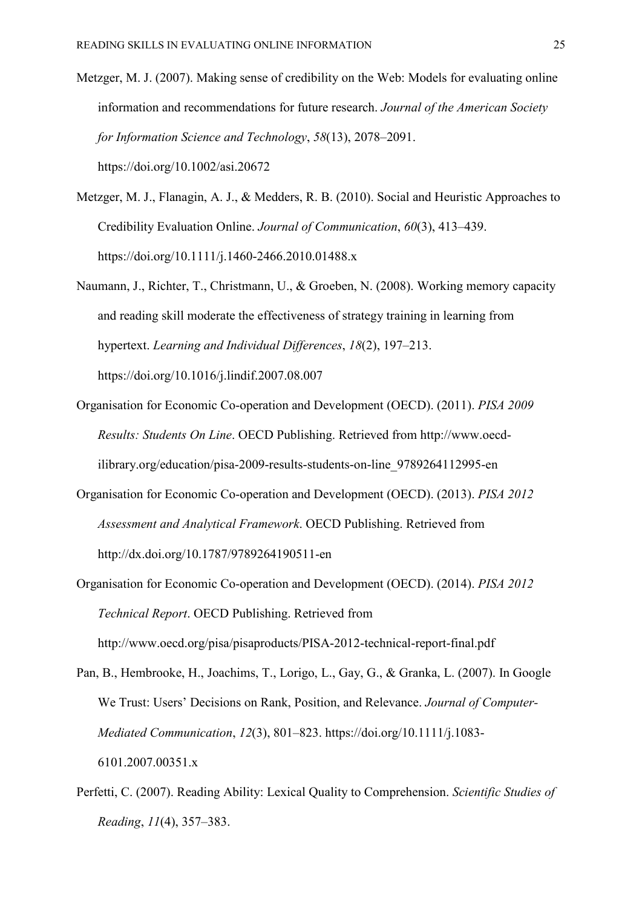Metzger, M. J. (2007). Making sense of credibility on the Web: Models for evaluating online information and recommendations for future research. *Journal of the American Society for Information Science and Technology*, *58*(13), 2078–2091. https://doi.org/10.1002/asi.20672

Metzger, M. J., Flanagin, A. J., & Medders, R. B. (2010). Social and Heuristic Approaches to Credibility Evaluation Online. *Journal of Communication*, *60*(3), 413–439. https://doi.org/10.1111/j.1460-2466.2010.01488.x

Naumann, J., Richter, T., Christmann, U., & Groeben, N. (2008). Working memory capacity and reading skill moderate the effectiveness of strategy training in learning from hypertext. *Learning and Individual Differences*, *18*(2), 197–213. https://doi.org/10.1016/j.lindif.2007.08.007

Organisation for Economic Co-operation and Development (OECD). (2011). *PISA 2009 Results: Students On Line*. OECD Publishing. Retrieved from http://www.oecd-ilibrary.org/education/pisa-2009-results-students-on-line_9789264112995-en

Organisation for Economic Co-operation and Development (OECD). (2013). *PISA 2012 Assessment and Analytical Framework*. OECD Publishing. Retrieved from http://dx.doi.org/10.1787/9789264190511-en

Organisation for Economic Co-operation and Development (OECD). (2014). *PISA 2012 Technical Report*. OECD Publishing. Retrieved from http://www.oecd.org/pisa/pisaproducts/PISA-2012-technical-report-final.pdf

Pan, B., Hembrooke, H., Joachims, T., Lorigo, L., Gay, G., & Granka, L. (2007). In Google We Trust: Users' Decisions on Rank, Position, and Relevance. *Journal of Computer-Mediated Communication*, *12*(3), 801–823. https://doi.org/10.1111/j.1083-6101.2007.00351.x

Perfetti, C. (2007). Reading Ability: Lexical Quality to Comprehension. *Scientific Studies of Reading*, *11*(4), 357–383.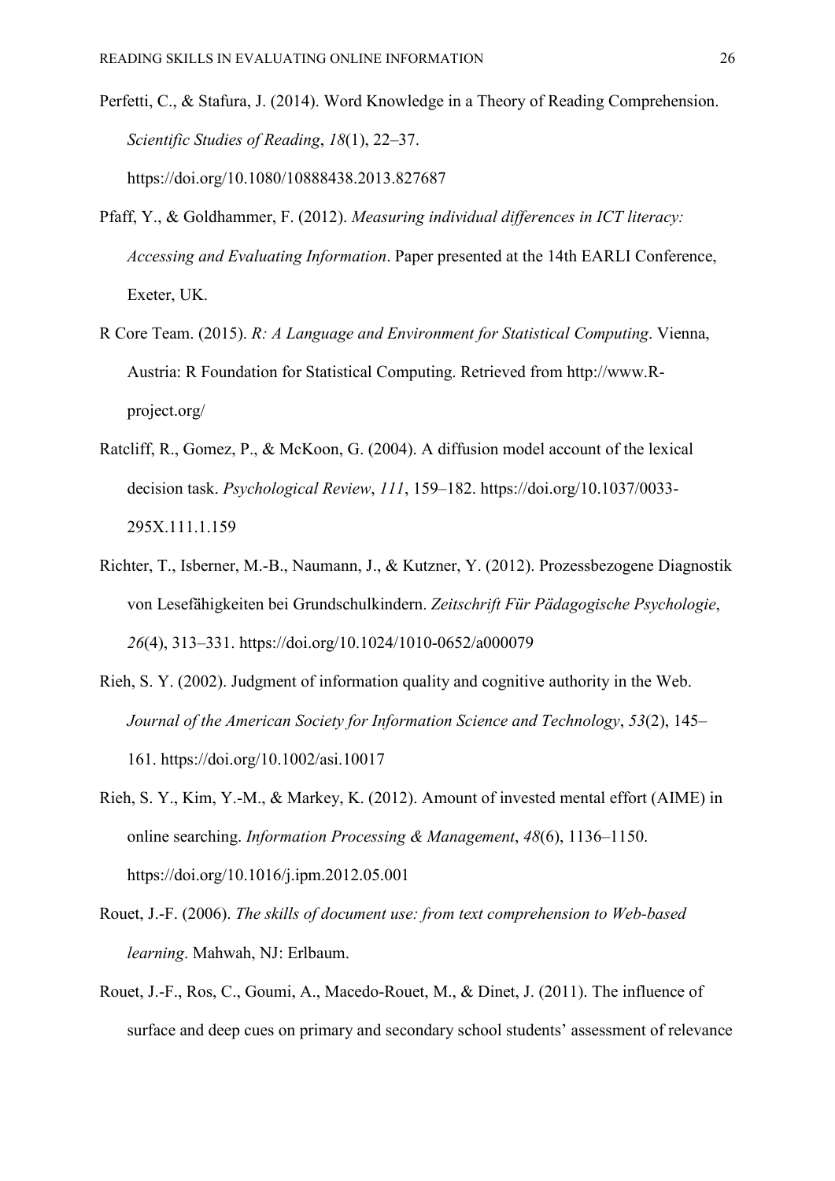Perfetti, C., & Stafura, J. (2014). Word Knowledge in a Theory of Reading Comprehension. *Scientific Studies of Reading*, *18*(1), 22–37. https://doi.org/10.1080/10888438.2013.827687

Pfaff, Y., & Goldhammer, F. (2012). *Measuring individual differences in ICT literacy: Accessing and Evaluating Information*. Paper presented at the 14th EARLI Conference, Exeter, UK.

R Core Team. (2015). *R: A Language and Environment for Statistical Computing*. Vienna, Austria: R Foundation for Statistical Computing. Retrieved from http://www.R-project.org/

Ratcliff, R., Gomez, P., & McKoon, G. (2004). A diffusion model account of the lexical decision task. *Psychological Review*, *111*, 159–182. https://doi.org/10.1037/0033-295X.111.1.159

Richter, T., Isberner, M.-B., Naumann, J., & Kutzner, Y. (2012). Prozessbezogene Diagnostik von Lesefähigkeiten bei Grundschulkindern. *Zeitschrift Für Pädagogische Psychologie*, *26*(4), 313–331. https://doi.org/10.1024/1010-0652/a000079

Rieh, S. Y. (2002). Judgment of information quality and cognitive authority in the Web. *Journal of the American Society for Information Science and Technology*, *53*(2), 145–161. https://doi.org/10.1002/asi.10017

Rieh, S. Y., Kim, Y.-M., & Markey, K. (2012). Amount of invested mental effort (AIME) in online searching. *Information Processing & Management*, *48*(6), 1136–1150. https://doi.org/10.1016/j.ipm.2012.05.001

Rouet, J.-F. (2006). *The skills of document use: from text comprehension to Web-based learning*. Mahwah, NJ: Erlbaum.

Rouet, J.-F., Ros, C., Goumi, A., Macedo-Rouet, M., & Dinet, J. (2011). The influence of surface and deep cues on primary and secondary school students' assessment of relevance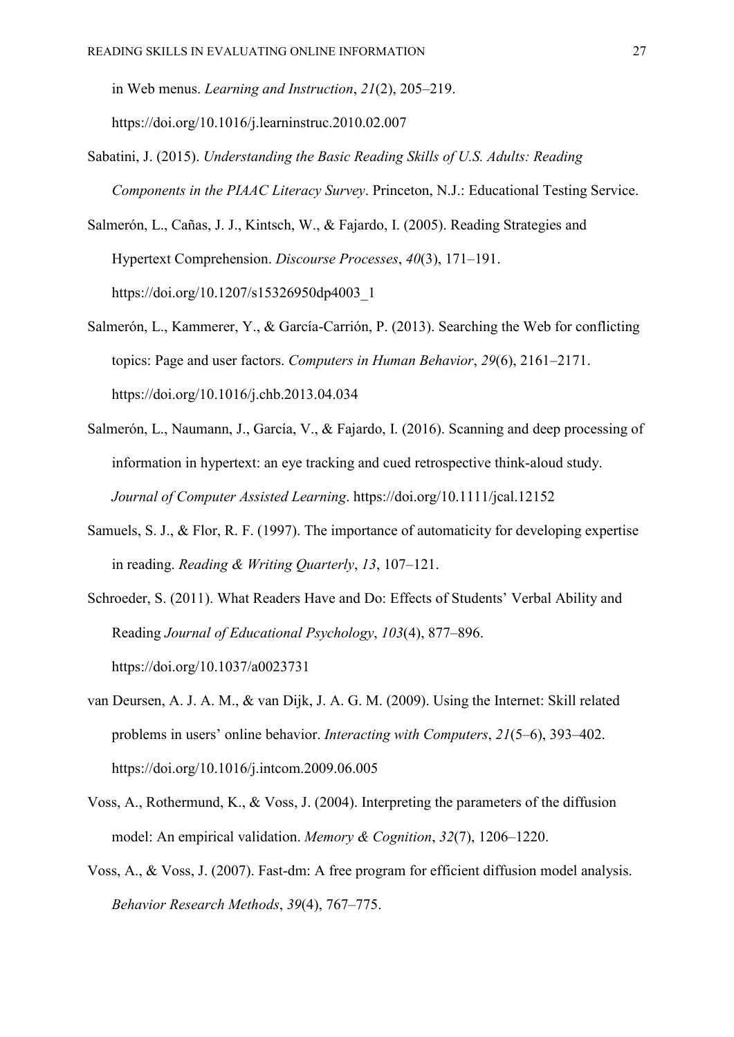in Web menus. *Learning and Instruction*, *21*(2), 205–219. https://doi.org/10.1016/j.learninstruc.2010.02.007

Sabatini, J. (2015). *Understanding the Basic Reading Skills of U.S. Adults: Reading Components in the PIAAC Literacy Survey*. Princeton, N.J.: Educational Testing Service.

Salmerón, L., Cañas, J. J., Kintsch, W., & Fajardo, I. (2005). Reading Strategies and Hypertext Comprehension. *Discourse Processes*, *40*(3), 171–191. https://doi.org/10.1207/s15326950dp4003_1

Salmerón, L., Kammerer, Y., & García-Carrión, P. (2013). Searching the Web for conflicting topics: Page and user factors. *Computers in Human Behavior*, *29*(6), 2161–2171. https://doi.org/10.1016/j.chb.2013.04.034

Salmerón, L., Naumann, J., García, V., & Fajardo, I. (2016). Scanning and deep processing of information in hypertext: an eye tracking and cued retrospective think-aloud study. *Journal of Computer Assisted Learning*. https://doi.org/10.1111/jcal.12152

Samuels, S. J., & Flor, R. F. (1997). The importance of automaticity for developing expertise in reading. *Reading & Writing Quarterly*, *13*, 107–121.

Schroeder, S. (2011). What Readers Have and Do: Effects of Students' Verbal Ability and Reading *Journal of Educational Psychology*, *103*(4), 877–896. https://doi.org/10.1037/a0023731

van Deursen, A. J. A. M., & van Dijk, J. A. G. M. (2009). Using the Internet: Skill related problems in users' online behavior. *Interacting with Computers*, *21*(5–6), 393–402. https://doi.org/10.1016/j.intcom.2009.06.005

Voss, A., Rothermund, K., & Voss, J. (2004). Interpreting the parameters of the diffusion model: An empirical validation. *Memory & Cognition*, *32*(7), 1206–1220.

Voss, A., & Voss, J. (2007). Fast-dm: A free program for efficient diffusion model analysis. *Behavior Research Methods*, *39*(4), 767–775.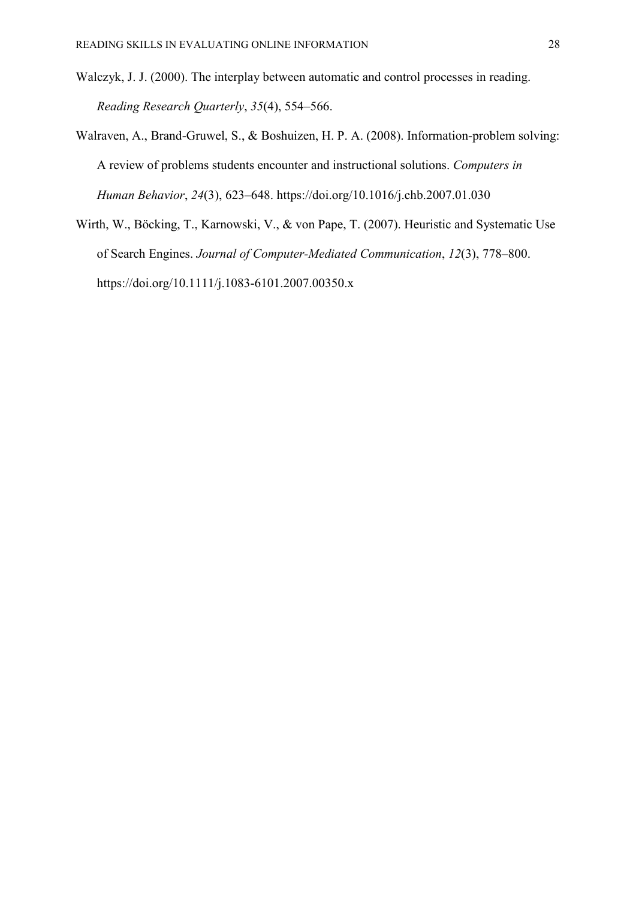Walczyk, J. J. (2000). The interplay between automatic and control processes in reading. *Reading Research Quarterly*, *35*(4), 554–566.

Walraven, A., Brand-Gruwel, S., & Boshuizen, H. P. A. (2008). Information-problem solving: A review of problems students encounter and instructional solutions. *Computers in Human Behavior*, *24*(3), 623–648. https://doi.org/10.1016/j.chb.2007.01.030

Wirth, W., Böcking, T., Karnowski, V., & von Pape, T. (2007). Heuristic and Systematic Use of Search Engines. *Journal of Computer-Mediated Communication*, *12*(3), 778–800. https://doi.org/10.1111/j.1083-6101.2007.00350.x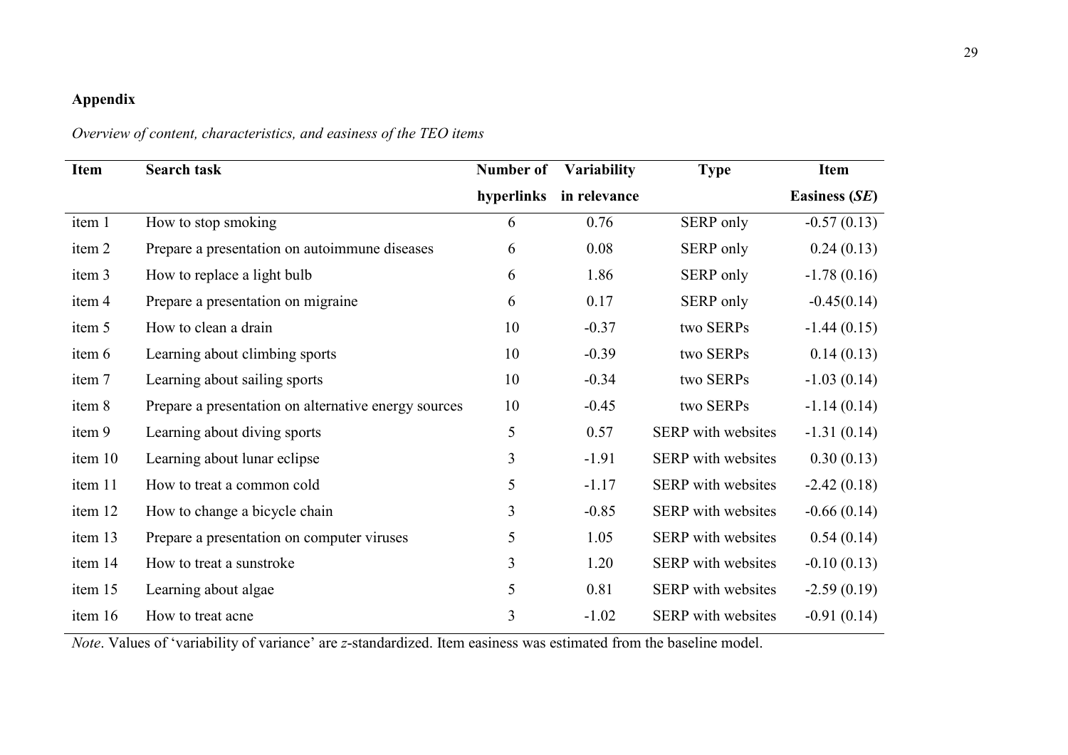**Appendix**

*Overview of content, characteristics, and easiness of the TEO items*

| Item | Search task | Number of hyperlinks | Variability in relevance | Type | Item Easiness (*SE*) |
|---|---|---|---|---|---|
| item 1 | How to stop smoking | 6 | 0.76 | SERP only | -0.57 (0.13) |
| item 2 | Prepare a presentation on autoimmune diseases | 6 | 0.08 | SERP only | 0.24 (0.13) |
| item 3 | How to replace a light bulb | 6 | 1.86 | SERP only | -1.78 (0.16) |
| item 4 | Prepare a presentation on migraine | 6 | 0.17 | SERP only | -0.45(0.14) |
| item 5 | How to clean a drain | 10 | -0.37 | two SERPs | -1.44 (0.15) |
| item 6 | Learning about climbing sports | 10 | -0.39 | two SERPs | 0.14 (0.13) |
| item 7 | Learning about sailing sports | 10 | -0.34 | two SERPs | -1.03 (0.14) |
| item 8 | Prepare a presentation on alternative energy sources | 10 | -0.45 | two SERPs | -1.14 (0.14) |
| item 9 | Learning about diving sports | 5 | 0.57 | SERP with websites | -1.31 (0.14) |
| item 10 | Learning about lunar eclipse | 3 | -1.91 | SERP with websites | 0.30 (0.13) |
| item 11 | How to treat a common cold | 5 | -1.17 | SERP with websites | -2.42 (0.18) |
| item 12 | How to change a bicycle chain | 3 | -0.85 | SERP with websites | -0.66 (0.14) |
| item 13 | Prepare a presentation on computer viruses | 5 | 1.05 | SERP with websites | 0.54 (0.14) |
| item 14 | How to treat a sunstroke | 3 | 1.20 | SERP with websites | -0.10 (0.13) |
| item 15 | Learning about algae | 5 | 0.81 | SERP with websites | -2.59 (0.19) |
| item 16 | How to treat acne | 3 | -1.02 | SERP with websites | -0.91 (0.14) |

*Note*. Values of 'variability of variance' are *z*-standardized. Item easiness was estimated from the baseline model.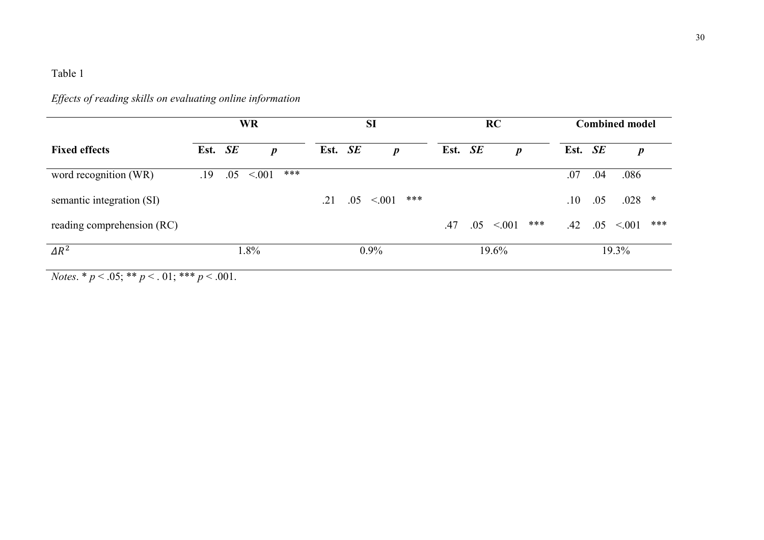Table 1

*Effects of reading skills on evaluating online information*

| | WR | | | | SI | | | | RC | | | | Combined model | | | |
|---|---|---|---|---|---|---|---|---|---|---|---|---|---|---|---|---|
| **Fixed effects** | **Est.** | ***SE*** | ***p*** | | **Est.** | ***SE*** | ***p*** | | **Est.** | ***SE*** | ***p*** | | **Est.** | ***SE*** | ***p*** | |
| word recognition (WR) | .19 | .05 | <.001 | *** | | | | | | | | | .07 | .04 | .086 | |
| semantic integration (SI) | | | | | .21 | .05 | <.001 | *** | | | | | .10 | .05 | .028 | * |
| reading comprehension (RC) | | | | | | | | | .47 | .05 | <.001 | *** | .42 | .05 | <.001 | *** |
| $\Delta R^2$ | 1.8% | | | | 0.9% | | | | 19.6% | | | | 19.3% | | | |

*Notes*. * $p < .05$; ** $p < .01$; *** $p < .001$.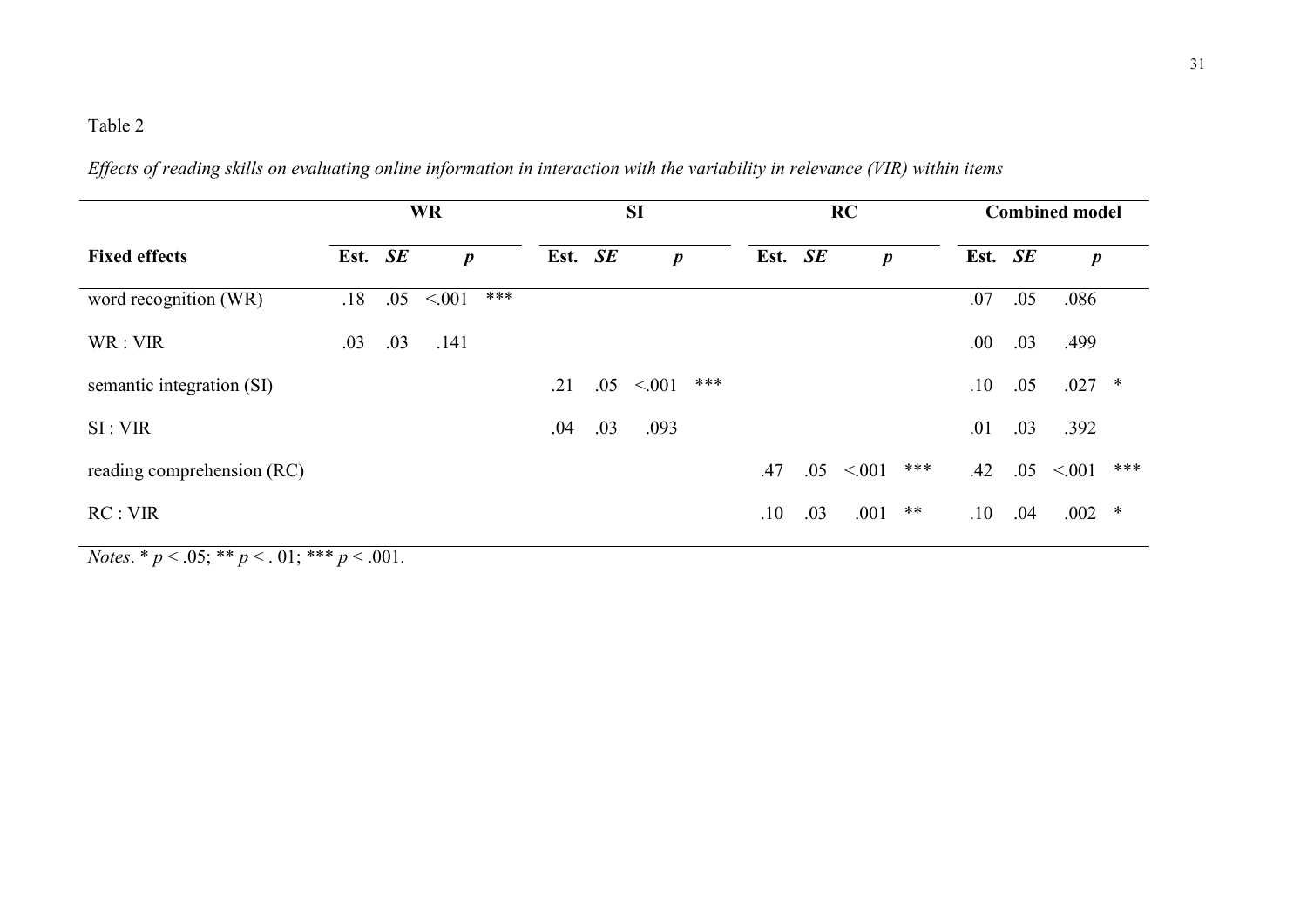Table 2

*Effects of reading skills on evaluating online information in interaction with the variability in relevance (VIR) within items*

| | **WR** | | | | **SI** | | | | **RC** | | | | **Combined model** | | | |
|---|---|---|---|---|---|---|---|---|---|---|---|---|---|---|---|---|
| **Fixed effects** | **Est.** | ***SE*** | ***p*** | | **Est.** | ***SE*** | ***p*** | | **Est.** | ***SE*** | ***p*** | | **Est.** | ***SE*** | ***p*** | |
| word recognition (WR) | .18 | .05 | <.001 | *** | | | | | | | | | .07 | .05 | .086 | |
| WR : VIR | .03 | .03 | .141 | | | | | | | | | | .00 | .03 | .499 | |
| semantic integration (SI) | | | | | .21 | .05 | <.001 | *** | | | | | .10 | .05 | .027 | * |
| SI : VIR | | | | | .04 | .03 | .093 | | | | | | .01 | .03 | .392 | |
| reading comprehension (RC) | | | | | | | | | .47 | .05 | <.001 | *** | .42 | .05 | <.001 | *** |
| RC : VIR | | | | | | | | | .10 | .03 | .001 | ** | .10 | .04 | .002 | * |

*Notes*. * $p < .05$; ** $p < .01$; *** $p < .001$.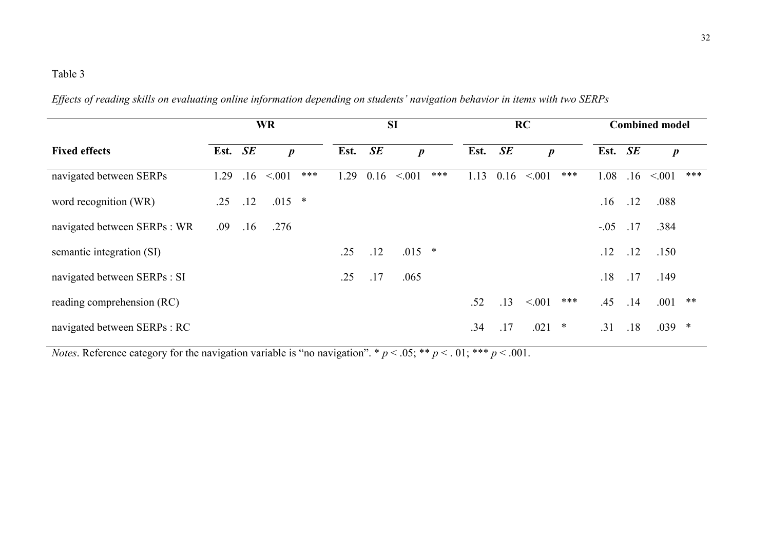Table 3

*Effects of reading skills on evaluating online information depending on students' navigation behavior in items with two SERPs*

| | WR | | | | SI | | | | RC | | | | Combined model | | | |
|---|---|---|---|---|---|---|---|---|---|---|---|---|---|---|---|---|
| **Fixed effects** | **Est.** | ***SE*** | ***p*** | | **Est.** | ***SE*** | ***p*** | | **Est.** | ***SE*** | ***p*** | | **Est.** | ***SE*** | ***p*** | |
| navigated between SERPs | 1.29 | .16 | <.001 | *** | 1.29 | 0.16 | <.001 | *** | 1.13 | 0.16 | <.001 | *** | 1.08 | .16 | <.001 | *** |
| word recognition (WR) | .25 | .12 | .015 | * | | | | | | | | | .16 | .12 | .088 | |
| navigated between SERPs : WR | .09 | .16 | .276 | | | | | | | | | | -.05 | .17 | .384 | |
| semantic integration (SI) | | | | | .25 | .12 | .015 | * | | | | | .12 | .12 | .150 | |
| navigated between SERPs : SI | | | | | .25 | .17 | .065 | | | | | | .18 | .17 | .149 | |
| reading comprehension (RC) | | | | | | | | | .52 | .13 | <.001 | *** | .45 | .14 | .001 | ** |
| navigated between SERPs : RC | | | | | | | | | .34 | .17 | .021 | * | .31 | .18 | .039 | * |

*Notes*. Reference category for the navigation variable is "no navigation". * $p < .05$; ** $p < .01$; *** $p < .001$.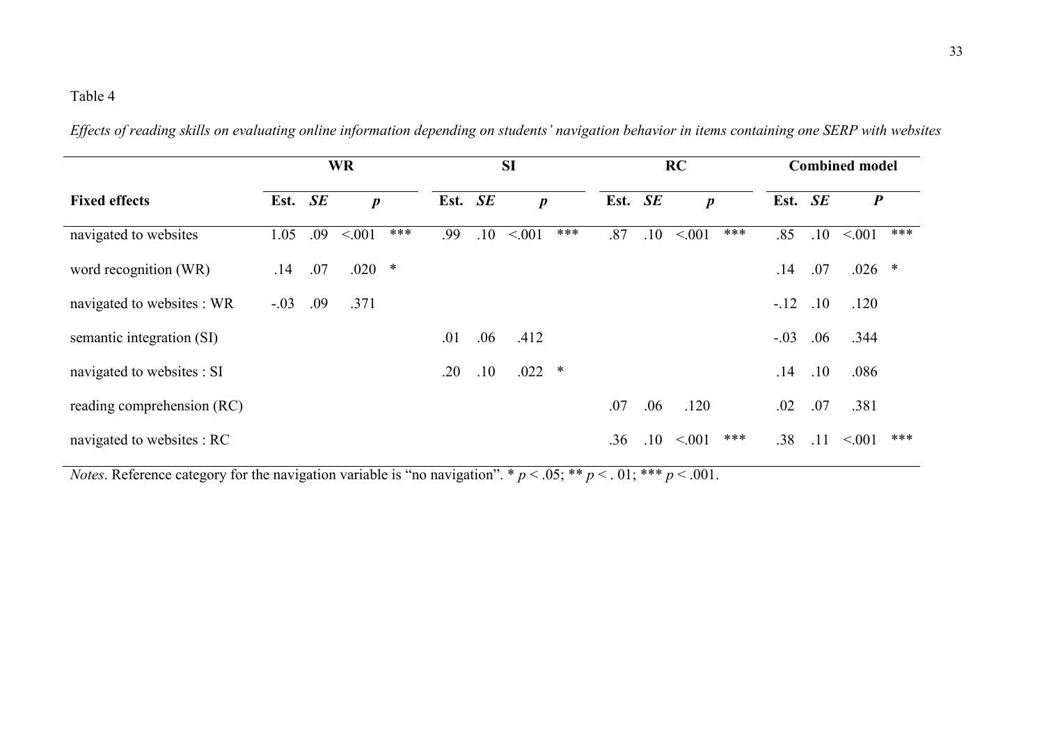Table 4

*Effects of reading skills on evaluating online information depending on students' navigation behavior in items containing one SERP with websites*

| | WR | | | | SI | | | | RC | | | | Combined model | | | |
|---|---|---|---|---|---|---|---|---|---|---|---|---|---|---|---|---|
| **Fixed effects** | **Est.** | ***SE*** | ***p*** | | **Est.** | ***SE*** | ***p*** | | **Est.** | ***SE*** | ***p*** | | **Est.** | ***SE*** | ***P*** | |
| navigated to websites | 1.05 | .09 | <.001 | *** | .99 | .10 | <.001 | *** | .87 | .10 | <.001 | *** | .85 | .10 | <.001 | *** |
| word recognition (WR) | .14 | .07 | .020 | * | | | | | | | | | .14 | .07 | .026 | * |
| navigated to websites : WR | -.03 | .09 | .371 | | | | | | | | | | -.12 | .10 | .120 | |
| semantic integration (SI) | | | | | .01 | .06 | .412 | | | | | | -.03 | .06 | .344 | |
| navigated to websites : SI | | | | | .20 | .10 | .022 | * | | | | | .14 | .10 | .086 | |
| reading comprehension (RC) | | | | | | | | | .07 | .06 | .120 | | .02 | .07 | .381 | |
| navigated to websites : RC | | | | | | | | | .36 | .10 | <.001 | *** | .38 | .11 | <.001 | *** |

*Notes*. Reference category for the navigation variable is "no navigation". * $p < .05$; ** $p < .01$; *** $p < .001$.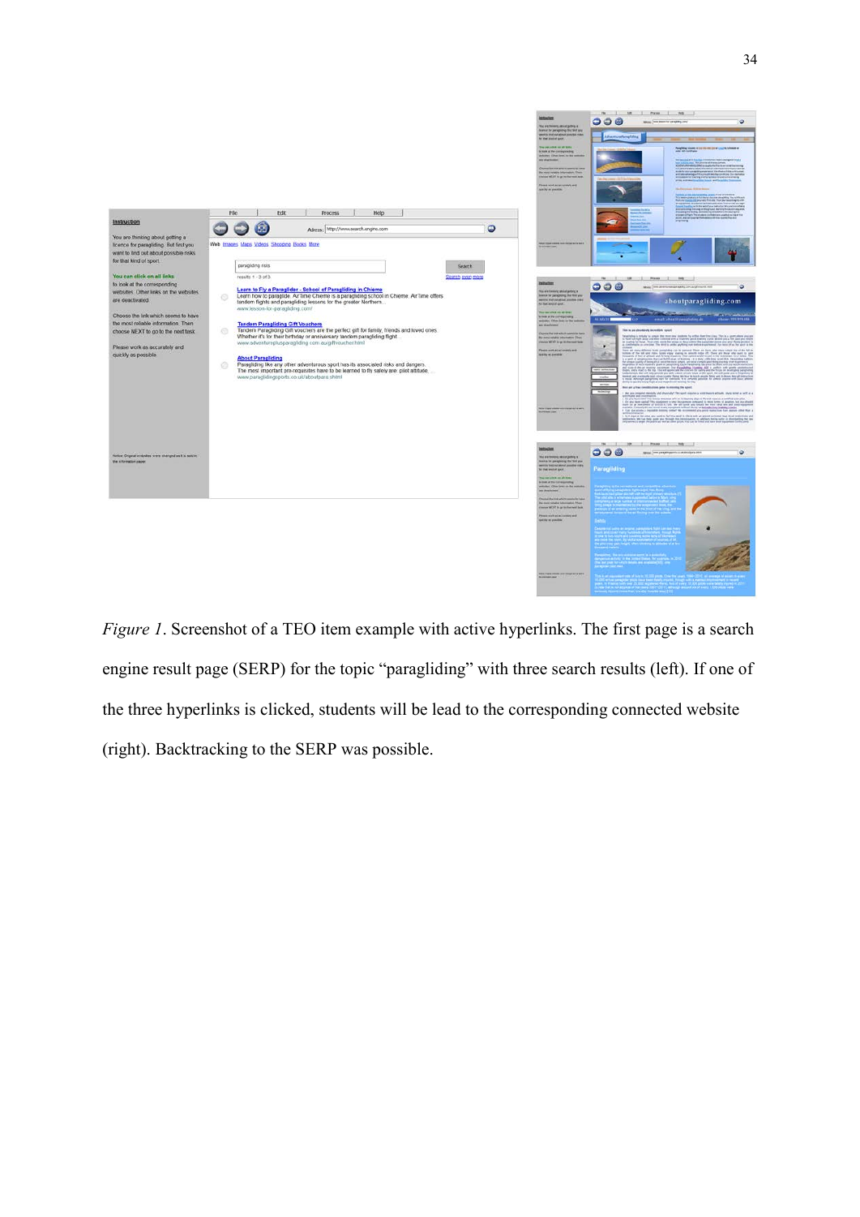*Figure 1*. Screenshot of a TEO item example with active hyperlinks. The first page is a search engine result page (SERP) for the topic "paragliding" with three search results (left). If one of the three hyperlinks is clicked, students will be lead to the corresponding connected website (right). Backtracking to the SERP was possible.